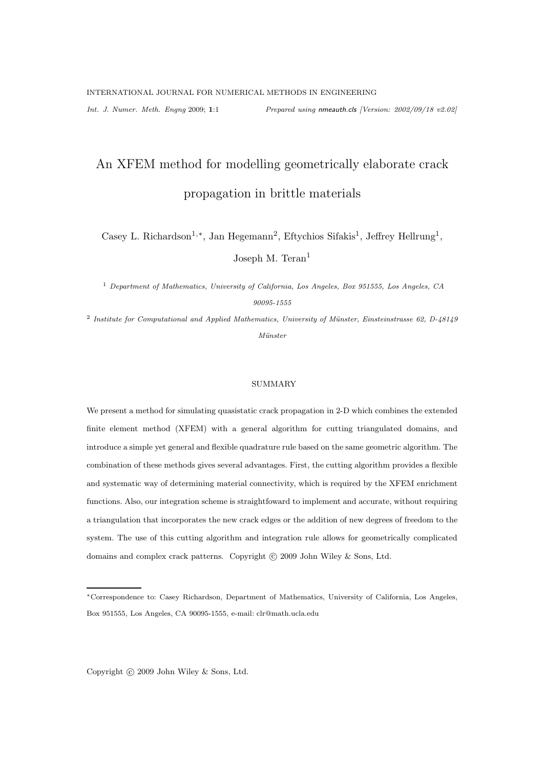# An XFEM method for modelling geometrically elaborate crack propagation in brittle materials

Casey L. Richardson[1,*], Jan Hegemann[2], Eftychios Sifakis[1], Jeffrey Hellrung[1], Joseph M. Teran[1]

[1] *Department of Mathematics, University of California, Los Angeles, Box 951555, Los Angeles, CA 90095-1555*

[2] *Institute for Computational and Applied Mathematics, University of Münster, Einsteinstrasse 62, D-48149 Münster*

## SUMMARY

We present a method for simulating quasistatic crack propagation in 2-D which combines the extended finite element method (XFEM) with a general algorithm for cutting triangulated domains, and introduce a simple yet general and flexible quadrature rule based on the same geometric algorithm. The combination of these methods gives several advantages. First, the cutting algorithm provides a flexible and systematic way of determining material connectivity, which is required by the XFEM enrichment functions. Also, our integration scheme is straightfoward to implement and accurate, without requiring a triangulation that incorporates the new crack edges or the addition of new degrees of freedom to the system. The use of this cutting algorithm and integration rule allows for geometrically complicated domains and complex crack patterns. Copyright © 2009 John Wiley & Sons, Ltd.

[*] Correspondence to: Casey Richardson, Department of Mathematics, University of California, Los Angeles, Box 951555, Los Angeles, CA 90095-1555, e-mail: clr@math.ucla.edu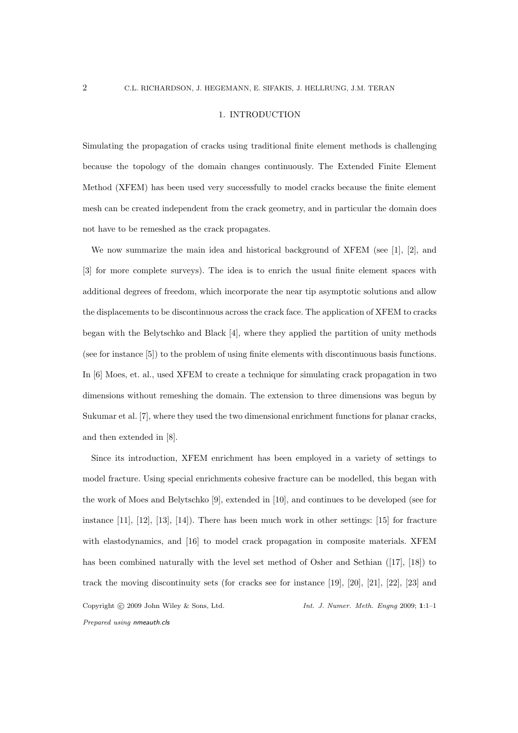# 1. INTRODUCTION

Simulating the propagation of cracks using traditional finite element methods is challenging because the topology of the domain changes continuously. The Extended Finite Element Method (XFEM) has been used very successfully to model cracks because the finite element mesh can be created independent from the crack geometry, and in particular the domain does not have to be remeshed as the crack propagates.

We now summarize the main idea and historical background of XFEM (see [1], [2], and [3] for more complete surveys). The idea is to enrich the usual finite element spaces with additional degrees of freedom, which incorporate the near tip asymptotic solutions and allow the displacements to be discontinuous across the crack face. The application of XFEM to cracks began with the Belytschko and Black [4], where they applied the partition of unity methods (see for instance [5]) to the problem of using finite elements with discontinuous basis functions. In [6] Moes, et. al., used XFEM to create a technique for simulating crack propagation in two dimensions without remeshing the domain. The extension to three dimensions was begun by Sukumar et al. [7], where they used the two dimensional enrichment functions for planar cracks, and then extended in [8].

Since its introduction, XFEM enrichment has been employed in a variety of settings to model fracture. Using special enrichments cohesive fracture can be modelled, this began with the work of Moes and Belytschko [9], extended in [10], and continues to be developed (see for instance [11], [12], [13], [14]). There has been much work in other settings: [15] for fracture with elastodynamics, and [16] to model crack propagation in composite materials. XFEM has been combined naturally with the level set method of Osher and Sethian ([17], [18]) to track the moving discontinuity sets (for cracks see for instance [19], [20], [21], [22], [23] and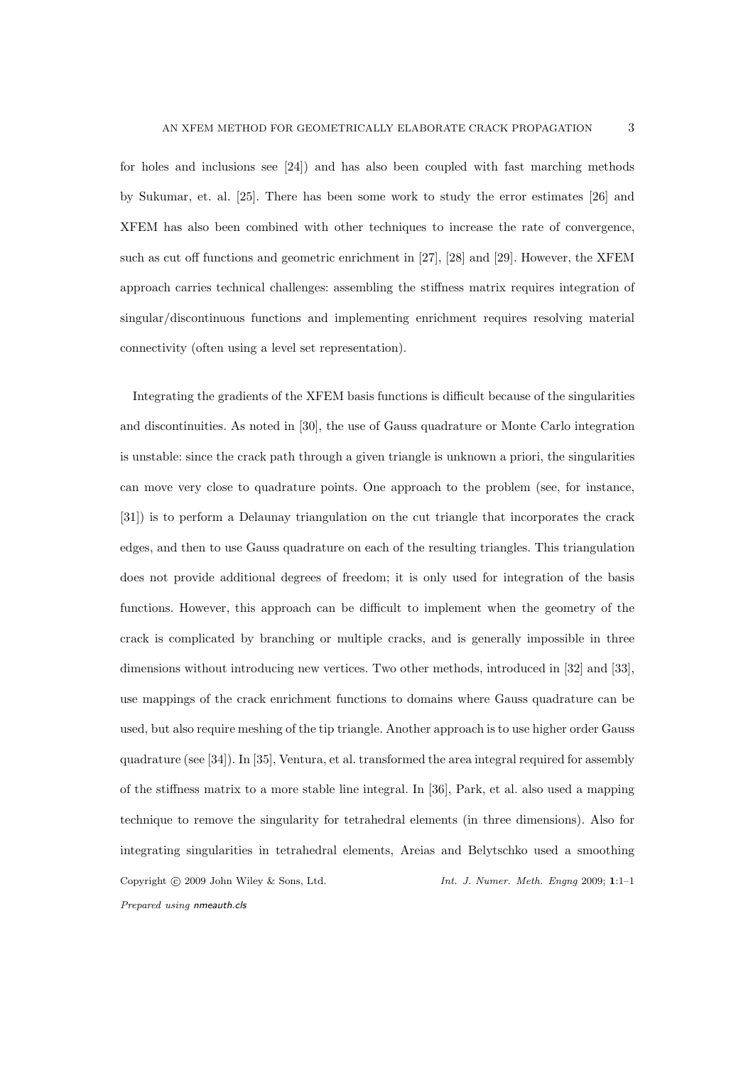for holes and inclusions see [24]) and has also been coupled with fast marching methods by Sukumar, et. al. [25]. There has been some work to study the error estimates [26] and XFEM has also been combined with other techniques to increase the rate of convergence, such as cut off functions and geometric enrichment in [27], [28] and [29]. However, the XFEM approach carries technical challenges: assembling the stiffness matrix requires integration of singular/discontinuous functions and implementing enrichment requires resolving material connectivity (often using a level set representation).

Integrating the gradients of the XFEM basis functions is difficult because of the singularities and discontinuities. As noted in [30], the use of Gauss quadrature or Monte Carlo integration is unstable: since the crack path through a given triangle is unknown a priori, the singularities can move very close to quadrature points. One approach to the problem (see, for instance, [31]) is to perform a Delaunay triangulation on the cut triangle that incorporates the crack edges, and then to use Gauss quadrature on each of the resulting triangles. This triangulation does not provide additional degrees of freedom; it is only used for integration of the basis functions. However, this approach can be difficult to implement when the geometry of the crack is complicated by branching or multiple cracks, and is generally impossible in three dimensions without introducing new vertices. Two other methods, introduced in [32] and [33], use mappings of the crack enrichment functions to domains where Gauss quadrature can be used, but also require meshing of the tip triangle. Another approach is to use higher order Gauss quadrature (see [34]). In [35], Ventura, et al. transformed the area integral required for assembly of the stiffness matrix to a more stable line integral. In [36], Park, et al. also used a mapping technique to remove the singularity for tetrahedral elements (in three dimensions). Also for integrating singularities in tetrahedral elements, Areias and Belytschko used a smoothing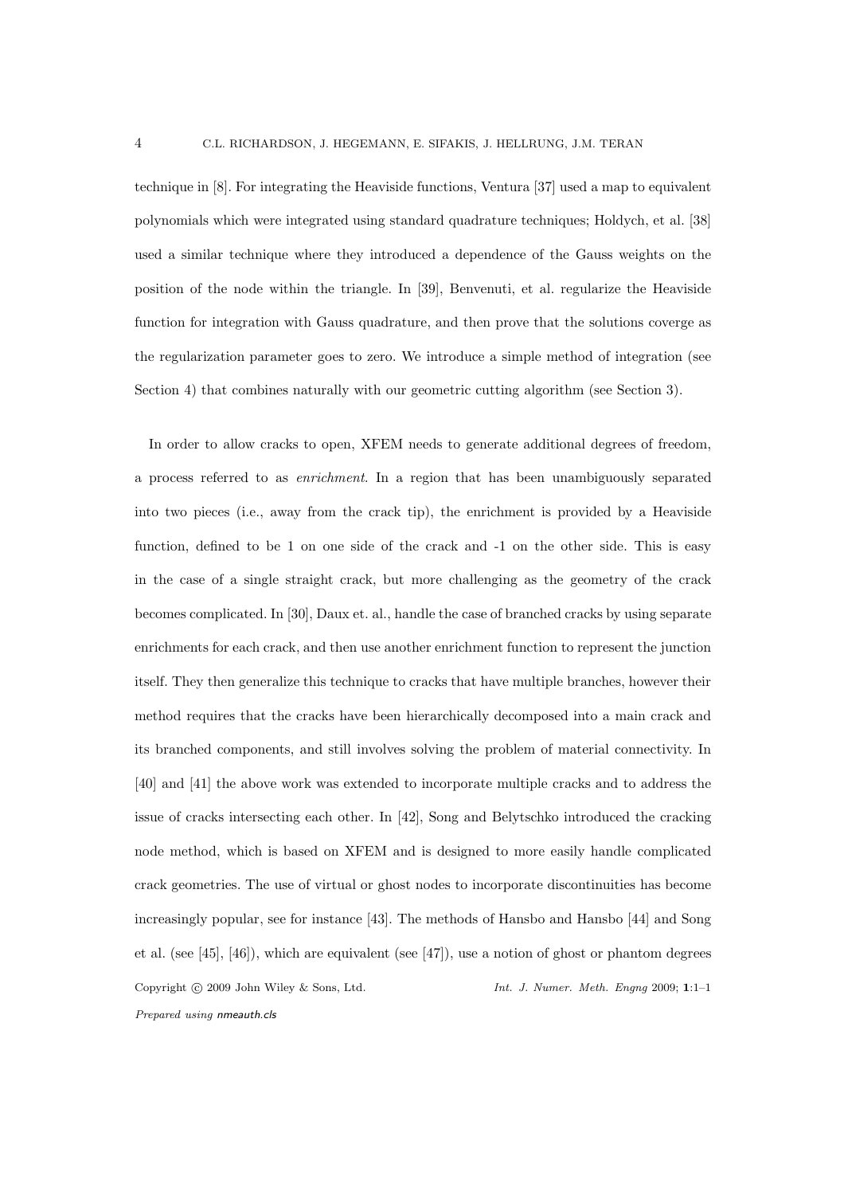technique in [8]. For integrating the Heaviside functions, Ventura [37] used a map to equivalent polynomials which were integrated using standard quadrature techniques; Holdych, et al. [38] used a similar technique where they introduced a dependence of the Gauss weights on the position of the node within the triangle. In [39], Benvenuti, et al. regularize the Heaviside function for integration with Gauss quadrature, and then prove that the solutions coverge as the regularization parameter goes to zero. We introduce a simple method of integration (see Section 4) that combines naturally with our geometric cutting algorithm (see Section 3).

In order to allow cracks to open, XFEM needs to generate additional degrees of freedom, a process referred to as *enrichment*. In a region that has been unambiguously separated into two pieces (i.e., away from the crack tip), the enrichment is provided by a Heaviside function, defined to be 1 on one side of the crack and -1 on the other side. This is easy in the case of a single straight crack, but more challenging as the geometry of the crack becomes complicated. In [30], Daux et. al., handle the case of branched cracks by using separate enrichments for each crack, and then use another enrichment function to represent the junction itself. They then generalize this technique to cracks that have multiple branches, however their method requires that the cracks have been hierarchically decomposed into a main crack and its branched components, and still involves solving the problem of material connectivity. In [40] and [41] the above work was extended to incorporate multiple cracks and to address the issue of cracks intersecting each other. In [42], Song and Belytschko introduced the cracking node method, which is based on XFEM and is designed to more easily handle complicated crack geometries. The use of virtual or ghost nodes to incorporate discontinuities has become increasingly popular, see for instance [43]. The methods of Hansbo and Hansbo [44] and Song et al. (see [45], [46]), which are equivalent (see [47]), use a notion of ghost or phantom degrees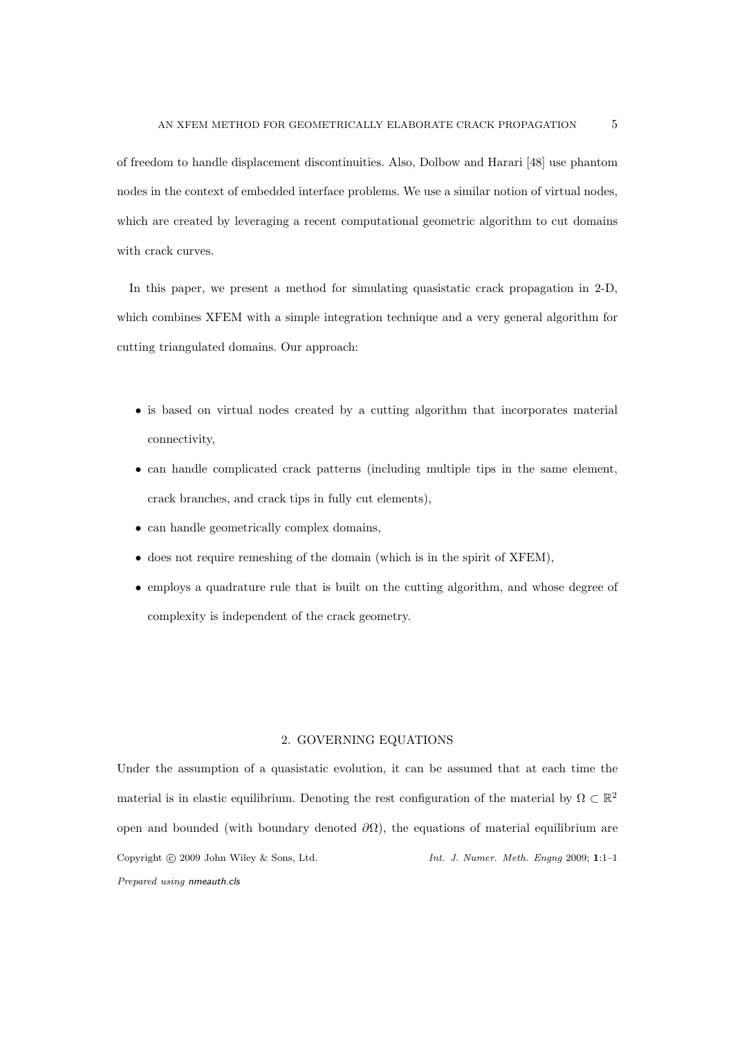of freedom to handle displacement discontinuities. Also, Dolbow and Harari [48] use phantom nodes in the context of embedded interface problems. We use a similar notion of virtual nodes, which are created by leveraging a recent computational geometric algorithm to cut domains with crack curves.

In this paper, we present a method for simulating quasistatic crack propagation in 2-D, which combines XFEM with a simple integration technique and a very general algorithm for cutting triangulated domains. Our approach:

- is based on virtual nodes created by a cutting algorithm that incorporates material connectivity,
- can handle complicated crack patterns (including multiple tips in the same element, crack branches, and crack tips in fully cut elements),
- can handle geometrically complex domains,
- does not require remeshing of the domain (which is in the spirit of XFEM),
- employs a quadrature rule that is built on the cutting algorithm, and whose degree of complexity is independent of the crack geometry.

## 2. GOVERNING EQUATIONS

Under the assumption of a quasistatic evolution, it can be assumed that at each time the material is in elastic equilibrium. Denoting the rest configuration of the material by $\Omega \subset \mathbb{R}^2$ open and bounded (with boundary denoted $\partial\Omega$), the equations of material equilibrium are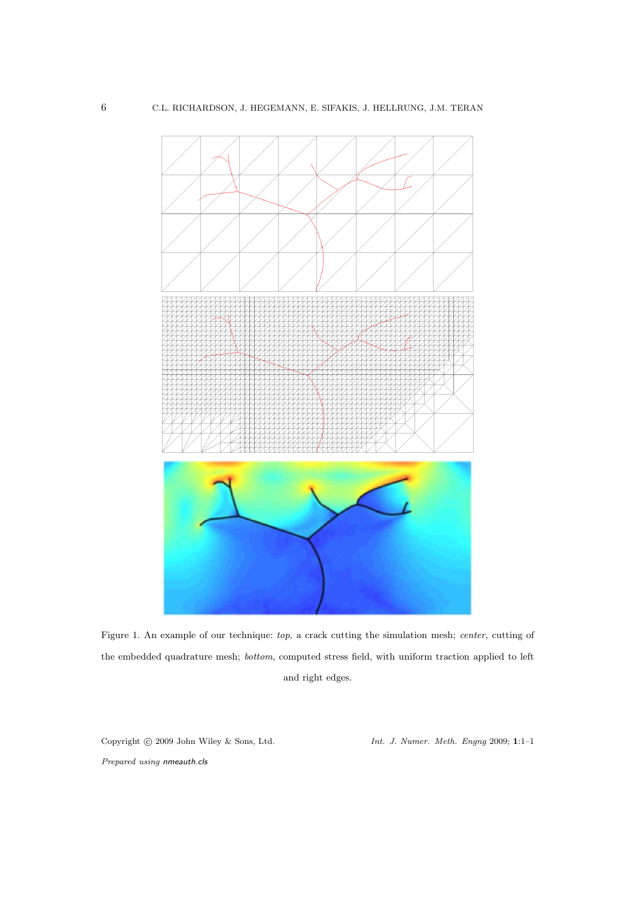Figure 1. An example of our technique: *top*, a crack cutting the simulation mesh; *center*, cutting of the embedded quadrature mesh; *bottom*, computed stress field, with uniform traction applied to left and right edges.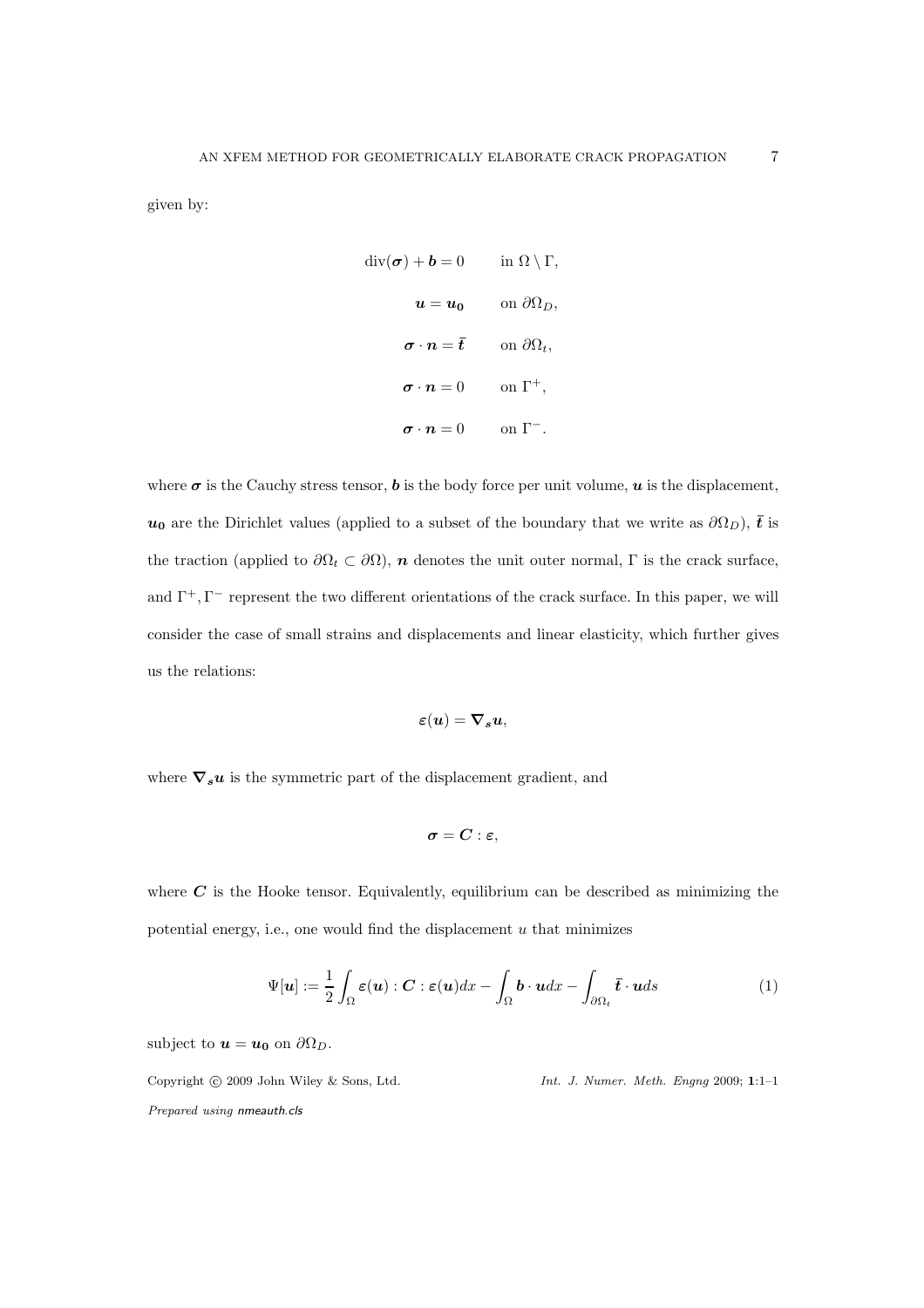given by:

$$
\begin{aligned}
\operatorname{div}(\boldsymbol{\sigma}) + \boldsymbol{b} = 0 \qquad & \text{in } \Omega \setminus \Gamma, \\
\boldsymbol{u} = \boldsymbol{u_0} \qquad & \text{on } \partial\Omega_D, \\
\boldsymbol{\sigma} \cdot \boldsymbol{n} = \bar{\boldsymbol{t}} \qquad & \text{on } \partial\Omega_t, \\
\boldsymbol{\sigma} \cdot \boldsymbol{n} = 0 \qquad & \text{on } \Gamma^+, \\
\boldsymbol{\sigma} \cdot \boldsymbol{n} = 0 \qquad & \text{on } \Gamma^-.
\end{aligned}
$$

where $\boldsymbol{\sigma}$ is the Cauchy stress tensor, $\boldsymbol{b}$ is the body force per unit volume, $\boldsymbol{u}$ is the displacement, $\boldsymbol{u_0}$ are the Dirichlet values (applied to a subset of the boundary that we write as $\partial\Omega_D$), $\bar{\boldsymbol{t}}$ is the traction (applied to $\partial\Omega_t \subset \partial\Omega$), $\boldsymbol{n}$ denotes the unit outer normal, $\Gamma$ is the crack surface, and $\Gamma^+, \Gamma^-$ represent the two different orientations of the crack surface. In this paper, we will consider the case of small strains and displacements and linear elasticity, which further gives us the relations:

$$
\boldsymbol{\varepsilon}(\boldsymbol{u}) = \boldsymbol{\nabla_s} \boldsymbol{u},
$$

where $\boldsymbol{\nabla_s} \boldsymbol{u}$ is the symmetric part of the displacement gradient, and

$$
\boldsymbol{\sigma} = \boldsymbol{C} : \boldsymbol{\varepsilon},
$$

where $\boldsymbol{C}$ is the Hooke tensor. Equivalently, equilibrium can be described as minimizing the potential energy, i.e., one would find the displacement $u$ that minimizes

$$
\Psi[\boldsymbol{u}] := \frac{1}{2} \int_\Omega \boldsymbol{\varepsilon}(\boldsymbol{u}) : \boldsymbol{C} : \boldsymbol{\varepsilon}(\boldsymbol{u}) dx - \int_\Omega \boldsymbol{b} \cdot \boldsymbol{u} dx - \int_{\partial\Omega_t} \bar{\boldsymbol{t}} \cdot \boldsymbol{u} ds \tag{1}
$$

subject to $\boldsymbol{u} = \boldsymbol{u_0}$ on $\partial\Omega_D$.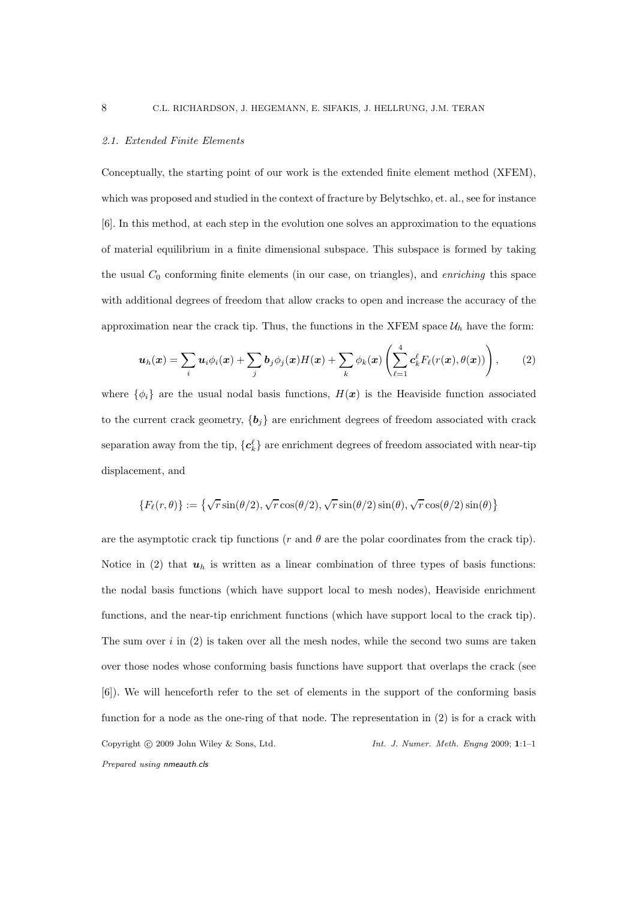### *2.1. Extended Finite Elements*

Conceptually, the starting point of our work is the extended finite element method (XFEM), which was proposed and studied in the context of fracture by Belytschko, et. al., see for instance [6]. In this method, at each step in the evolution one solves an approximation to the equations of material equilibrium in a finite dimensional subspace. This subspace is formed by taking the usual $C_0$ conforming finite elements (in our case, on triangles), and *enriching* this space with additional degrees of freedom that allow cracks to open and increase the accuracy of the approximation near the crack tip. Thus, the functions in the XFEM space $\mathcal{U}_h$ have the form:

$$\boldsymbol{u}_h(\boldsymbol{x}) = \sum_i \boldsymbol{u}_i \phi_i(\boldsymbol{x}) + \sum_j \boldsymbol{b}_j \phi_j(\boldsymbol{x}) H(\boldsymbol{x}) + \sum_k \phi_k(\boldsymbol{x}) \left( \sum_{\ell=1}^{4} \boldsymbol{c}_k^\ell F_\ell(r(\boldsymbol{x}), \theta(\boldsymbol{x})) \right), \qquad (2)$$

where $\{\phi_i\}$ are the usual nodal basis functions, $H(\boldsymbol{x})$ is the Heaviside function associated to the current crack geometry, $\{\boldsymbol{b}_j\}$ are enrichment degrees of freedom associated with crack separation away from the tip, $\{\boldsymbol{c}_k^\ell\}$ are enrichment degrees of freedom associated with near-tip displacement, and

$$\{F_\ell(r,\theta)\} := \left\{ \sqrt{r}\sin(\theta/2), \sqrt{r}\cos(\theta/2), \sqrt{r}\sin(\theta/2)\sin(\theta), \sqrt{r}\cos(\theta/2)\sin(\theta) \right\}$$

are the asymptotic crack tip functions ($r$ and $\theta$ are the polar coordinates from the crack tip). Notice in (2) that $\boldsymbol{u}_h$ is written as a linear combination of three types of basis functions: the nodal basis functions (which have support local to mesh nodes), Heaviside enrichment functions, and the near-tip enrichment functions (which have support local to the crack tip). The sum over $i$ in (2) is taken over all the mesh nodes, while the second two sums are taken over those nodes whose conforming basis functions have support that overlaps the crack (see [6]). We will henceforth refer to the set of elements in the support of the conforming basis function for a node as the one-ring of that node. The representation in (2) is for a crack with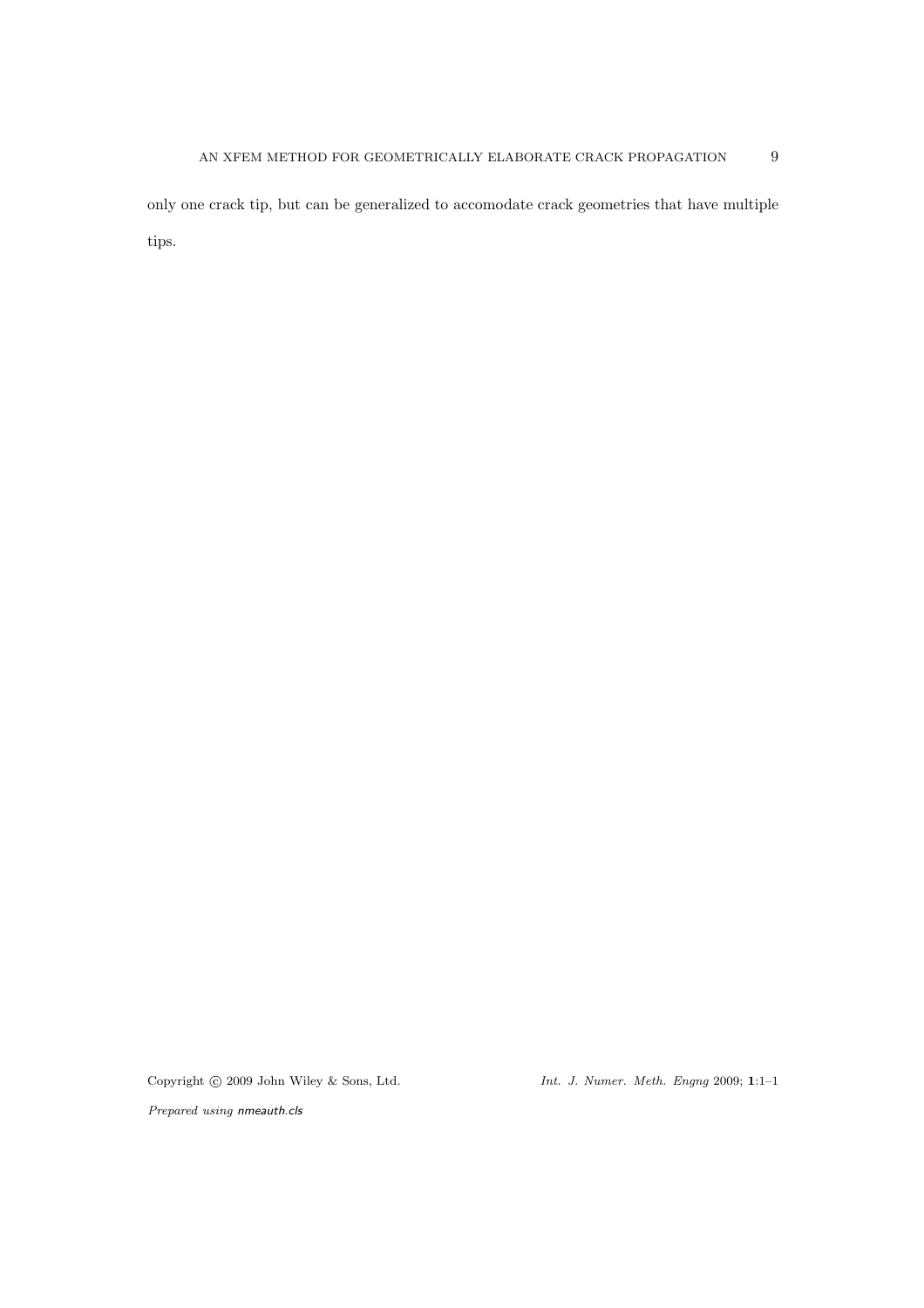only one crack tip, but can be generalized to accomodate crack geometries that have multiple tips.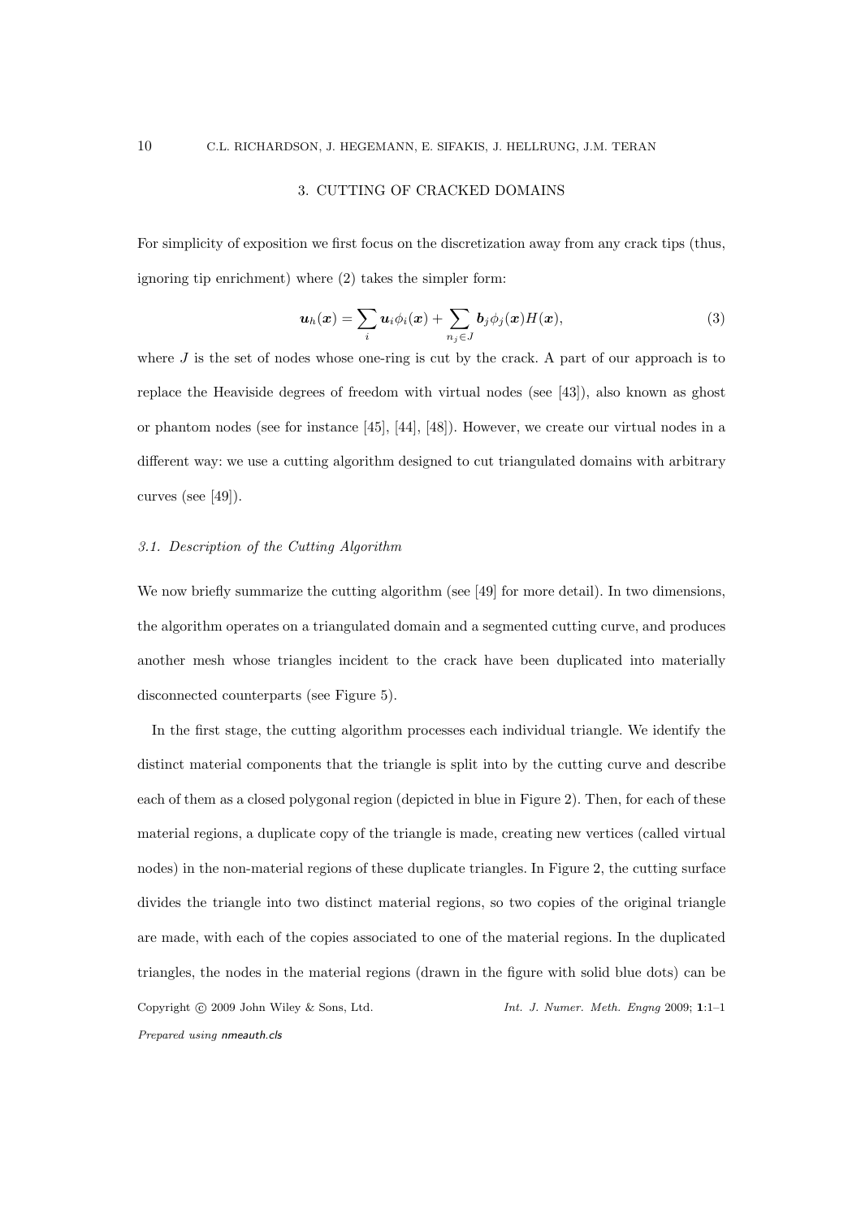## 3. CUTTING OF CRACKED DOMAINS

For simplicity of exposition we first focus on the discretization away from any crack tips (thus, ignoring tip enrichment) where (2) takes the simpler form:

$$\boldsymbol{u}_h(\boldsymbol{x}) = \sum_i \boldsymbol{u}_i \phi_i(\boldsymbol{x}) + \sum_{n_j \in J} \boldsymbol{b}_j \phi_j(\boldsymbol{x}) H(\boldsymbol{x}), \tag{3}$$

where $J$ is the set of nodes whose one-ring is cut by the crack. A part of our approach is to replace the Heaviside degrees of freedom with virtual nodes (see [43]), also known as ghost or phantom nodes (see for instance [45], [44], [48]). However, we create our virtual nodes in a different way: we use a cutting algorithm designed to cut triangulated domains with arbitrary curves (see [49]).

### *3.1. Description of the Cutting Algorithm*

We now briefly summarize the cutting algorithm (see [49] for more detail). In two dimensions, the algorithm operates on a triangulated domain and a segmented cutting curve, and produces another mesh whose triangles incident to the crack have been duplicated into materially disconnected counterparts (see Figure 5).

In the first stage, the cutting algorithm processes each individual triangle. We identify the distinct material components that the triangle is split into by the cutting curve and describe each of them as a closed polygonal region (depicted in blue in Figure 2). Then, for each of these material regions, a duplicate copy of the triangle is made, creating new vertices (called virtual nodes) in the non-material regions of these duplicate triangles. In Figure 2, the cutting surface divides the triangle into two distinct material regions, so two copies of the original triangle are made, with each of the copies associated to one of the material regions. In the duplicated triangles, the nodes in the material regions (drawn in the figure with solid blue dots) can be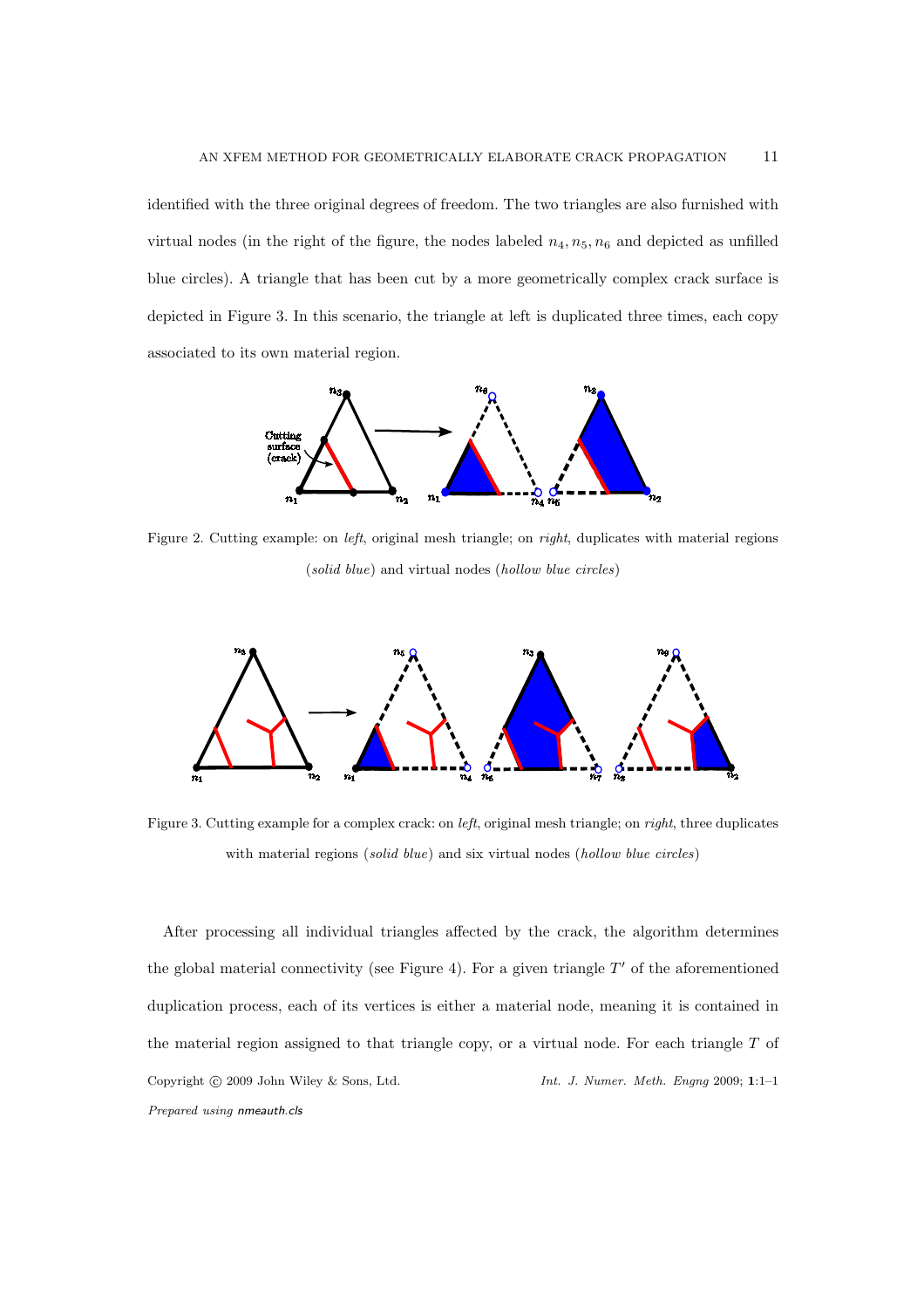identified with the three original degrees of freedom. The two triangles are also furnished with virtual nodes (in the right of the figure, the nodes labeled $n_4, n_5, n_6$ and depicted as unfilled blue circles). A triangle that has been cut by a more geometrically complex crack surface is depicted in Figure 3. In this scenario, the triangle at left is duplicated three times, each copy associated to its own material region.

Figure 2. Cutting example: on *left*, original mesh triangle; on *right*, duplicates with material regions (*solid blue*) and virtual nodes (*hollow blue circles*)

Figure 3. Cutting example for a complex crack: on *left*, original mesh triangle; on *right*, three duplicates with material regions (*solid blue*) and six virtual nodes (*hollow blue circles*)

After processing all individual triangles affected by the crack, the algorithm determines the global material connectivity (see Figure 4). For a given triangle $T'$ of the aforementioned duplication process, each of its vertices is either a material node, meaning it is contained in the material region assigned to that triangle copy, or a virtual node. For each triangle $T$ of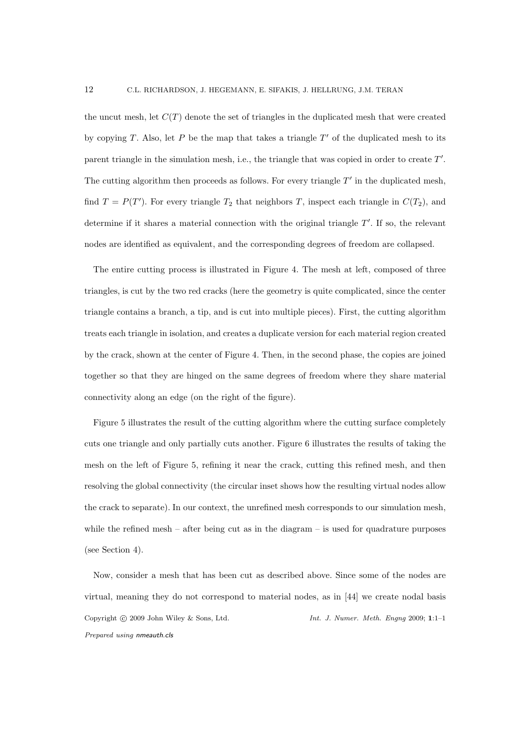the uncut mesh, let $C(T)$ denote the set of triangles in the duplicated mesh that were created by copying $T$. Also, let $P$ be the map that takes a triangle $T'$ of the duplicated mesh to its parent triangle in the simulation mesh, i.e., the triangle that was copied in order to create $T'$. The cutting algorithm then proceeds as follows. For every triangle $T'$ in the duplicated mesh, find $T = P(T')$. For every triangle $T_2$ that neighbors $T$, inspect each triangle in $C(T_2)$, and determine if it shares a material connection with the original triangle $T'$. If so, the relevant nodes are identified as equivalent, and the corresponding degrees of freedom are collapsed.

The entire cutting process is illustrated in Figure 4. The mesh at left, composed of three triangles, is cut by the two red cracks (here the geometry is quite complicated, since the center triangle contains a branch, a tip, and is cut into multiple pieces). First, the cutting algorithm treats each triangle in isolation, and creates a duplicate version for each material region created by the crack, shown at the center of Figure 4. Then, in the second phase, the copies are joined together so that they are hinged on the same degrees of freedom where they share material connectivity along an edge (on the right of the figure).

Figure 5 illustrates the result of the cutting algorithm where the cutting surface completely cuts one triangle and only partially cuts another. Figure 6 illustrates the results of taking the mesh on the left of Figure 5, refining it near the crack, cutting this refined mesh, and then resolving the global connectivity (the circular inset shows how the resulting virtual nodes allow the crack to separate). In our context, the unrefined mesh corresponds to our simulation mesh, while the refined mesh – after being cut as in the diagram – is used for quadrature purposes (see Section 4).

Now, consider a mesh that has been cut as described above. Since some of the nodes are virtual, meaning they do not correspond to material nodes, as in [44] we create nodal basis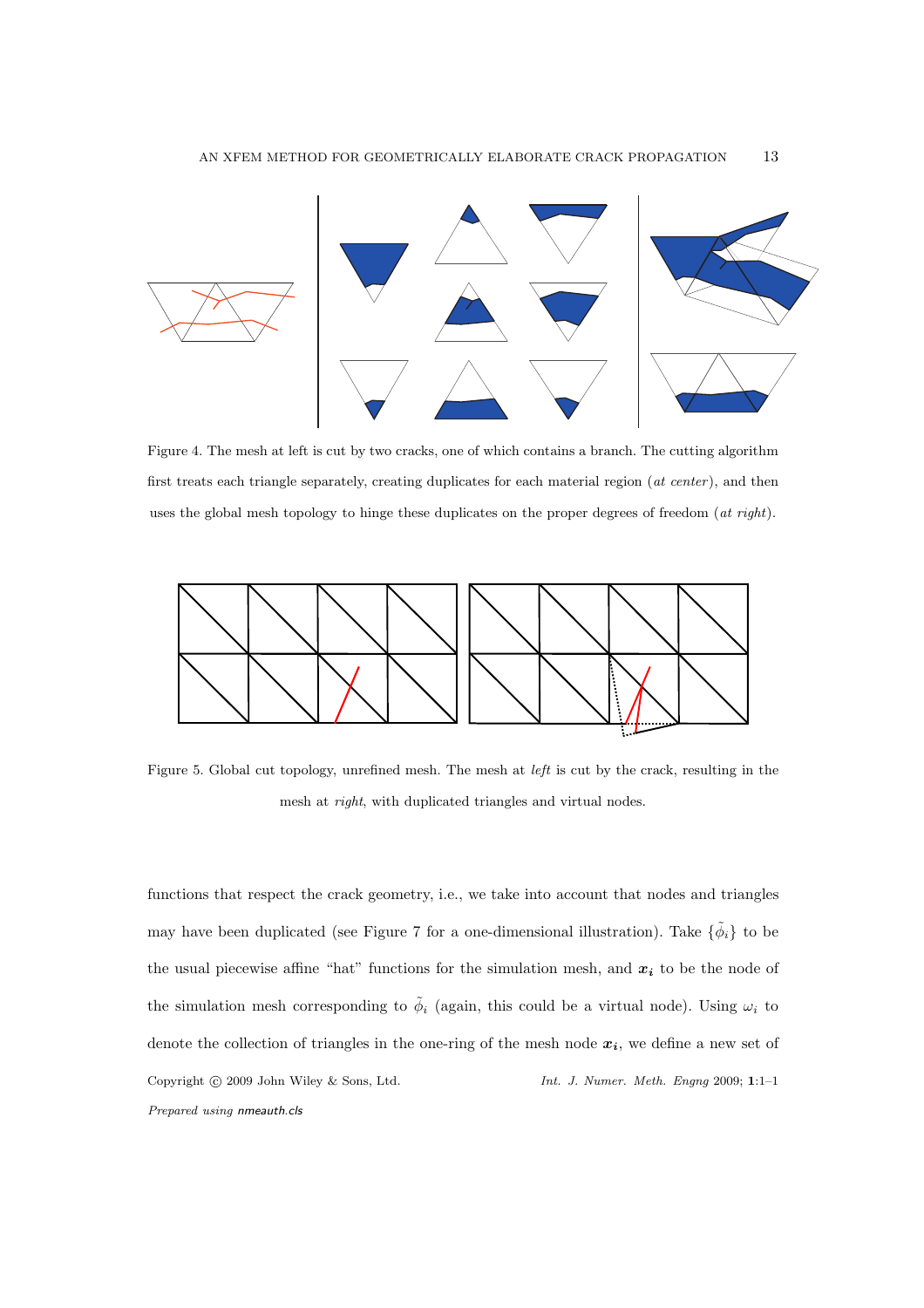Figure 4. The mesh at left is cut by two cracks, one of which contains a branch. The cutting algorithm first treats each triangle separately, creating duplicates for each material region (*at center*), and then uses the global mesh topology to hinge these duplicates on the proper degrees of freedom (*at right*).

Figure 5. Global cut topology, unrefined mesh. The mesh at *left* is cut by the crack, resulting in the mesh at *right*, with duplicated triangles and virtual nodes.

functions that respect the crack geometry, i.e., we take into account that nodes and triangles may have been duplicated (see Figure 7 for a one-dimensional illustration). Take $\{\tilde{\phi}_i\}$ to be the usual piecewise affine "hat" functions for the simulation mesh, and $\boldsymbol{x_i}$ to be the node of the simulation mesh corresponding to $\tilde{\phi}_i$ (again, this could be a virtual node). Using $\omega_i$ to denote the collection of triangles in the one-ring of the mesh node $\boldsymbol{x_i}$, we define a new set of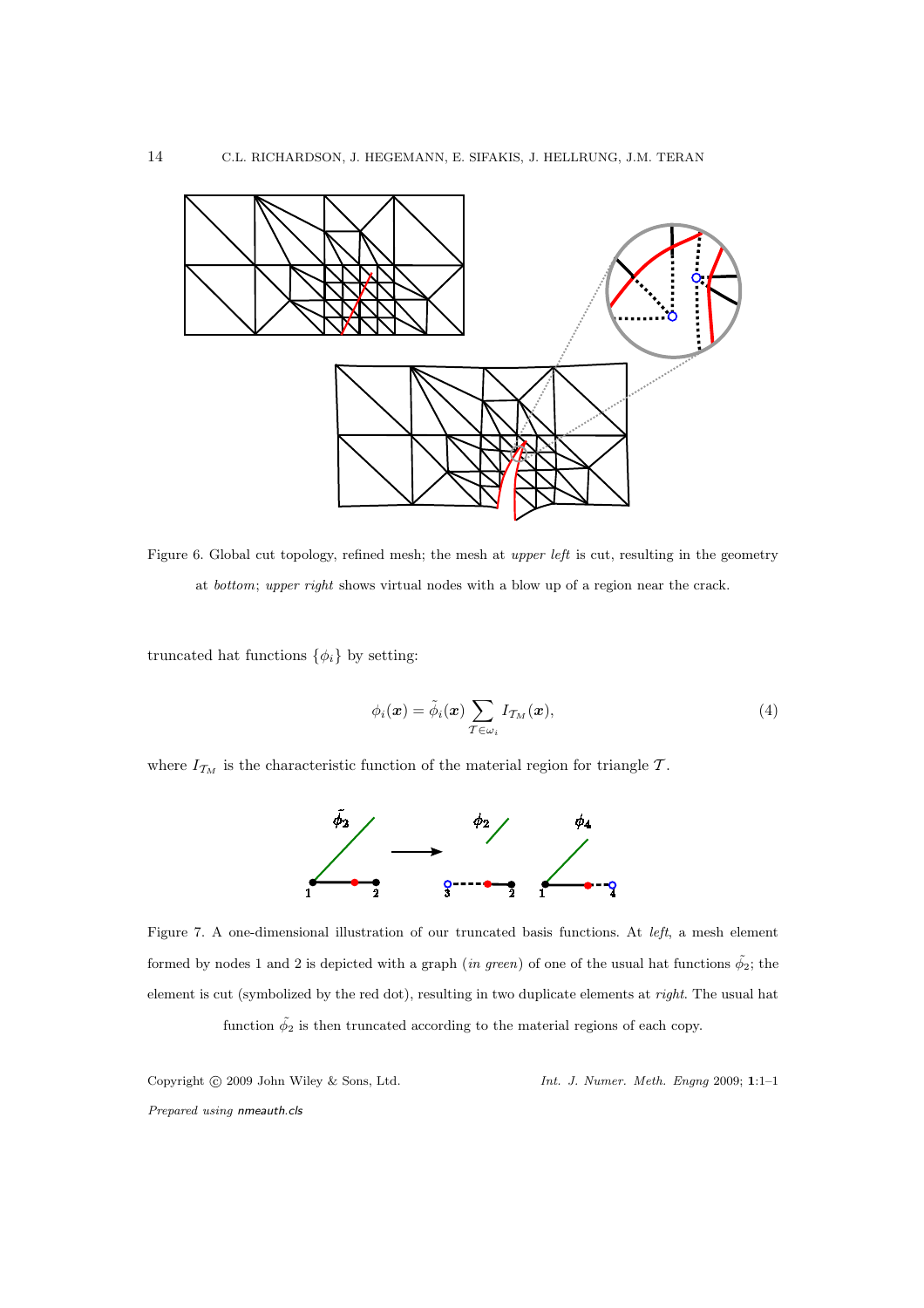Figure 6. Global cut topology, refined mesh; the mesh at *upper left* is cut, resulting in the geometry at *bottom*; *upper right* shows virtual nodes with a blow up of a region near the crack.

truncated hat functions $\{\phi_i\}$ by setting:

$$\phi_i(\boldsymbol{x}) = \tilde{\phi}_i(\boldsymbol{x}) \sum_{\mathcal{T} \in \omega_i} I_{\mathcal{T}_M}(\boldsymbol{x}), \tag{4}$$

where $I_{\mathcal{T}_M}$ is the characteristic function of the material region for triangle $\mathcal{T}$.

Figure 7. A one-dimensional illustration of our truncated basis functions. At *left*, a mesh element formed by nodes 1 and 2 is depicted with a graph (*in green*) of one of the usual hat functions $\tilde{\phi}_2$; the element is cut (symbolized by the red dot), resulting in two duplicate elements at *right*. The usual hat function $\tilde{\phi}_2$ is then truncated according to the material regions of each copy.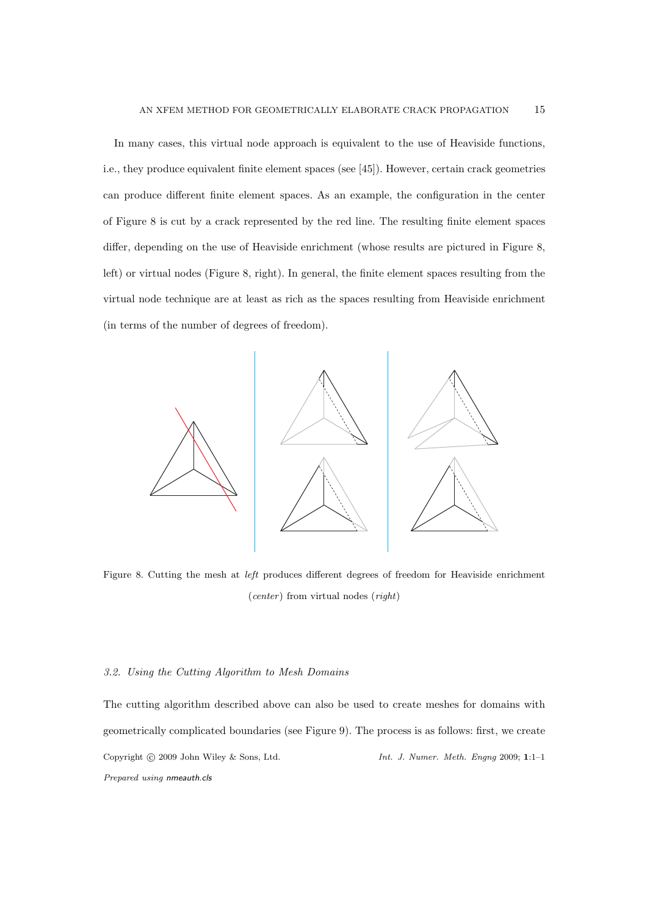In many cases, this virtual node approach is equivalent to the use of Heaviside functions, i.e., they produce equivalent finite element spaces (see [45]). However, certain crack geometries can produce different finite element spaces. As an example, the configuration in the center of Figure 8 is cut by a crack represented by the red line. The resulting finite element spaces differ, depending on the use of Heaviside enrichment (whose results are pictured in Figure 8, left) or virtual nodes (Figure 8, right). In general, the finite element spaces resulting from the virtual node technique are at least as rich as the spaces resulting from Heaviside enrichment (in terms of the number of degrees of freedom).

Figure 8. Cutting the mesh at *left* produces different degrees of freedom for Heaviside enrichment (*center*) from virtual nodes (*right*)

### 3.2. Using the Cutting Algorithm to Mesh Domains

The cutting algorithm described above can also be used to create meshes for domains with geometrically complicated boundaries (see Figure 9). The process is as follows: first, we create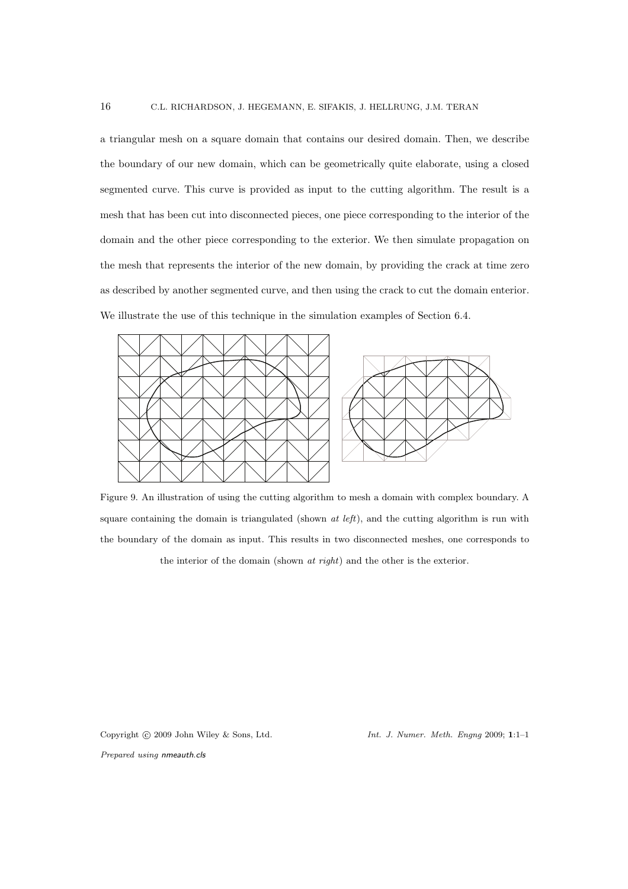a triangular mesh on a square domain that contains our desired domain. Then, we describe the boundary of our new domain, which can be geometrically quite elaborate, using a closed segmented curve. This curve is provided as input to the cutting algorithm. The result is a mesh that has been cut into disconnected pieces, one piece corresponding to the interior of the domain and the other piece corresponding to the exterior. We then simulate propagation on the mesh that represents the interior of the new domain, by providing the crack at time zero as described by another segmented curve, and then using the crack to cut the domain enterior. We illustrate the use of this technique in the simulation examples of Section 6.4.

Figure 9. An illustration of using the cutting algorithm to mesh a domain with complex boundary. A square containing the domain is triangulated (shown *at left*), and the cutting algorithm is run with the boundary of the domain as input. This results in two disconnected meshes, one corresponds to the interior of the domain (shown *at right*) and the other is the exterior.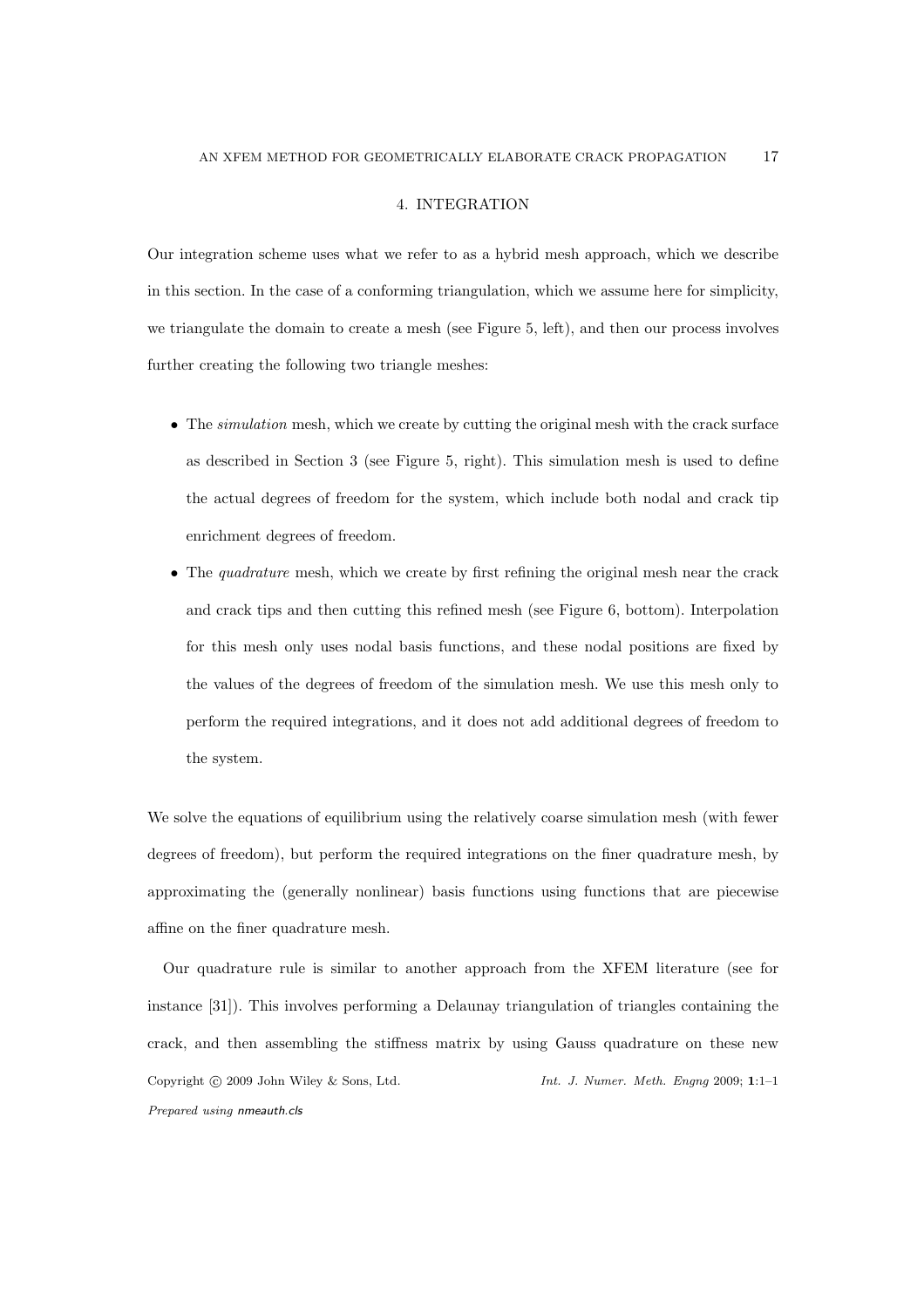## 4. INTEGRATION

Our integration scheme uses what we refer to as a hybrid mesh approach, which we describe in this section. In the case of a conforming triangulation, which we assume here for simplicity, we triangulate the domain to create a mesh (see Figure 5, left), and then our process involves further creating the following two triangle meshes:

- The *simulation* mesh, which we create by cutting the original mesh with the crack surface as described in Section 3 (see Figure 5, right). This simulation mesh is used to define the actual degrees of freedom for the system, which include both nodal and crack tip enrichment degrees of freedom.
- The *quadrature* mesh, which we create by first refining the original mesh near the crack and crack tips and then cutting this refined mesh (see Figure 6, bottom). Interpolation for this mesh only uses nodal basis functions, and these nodal positions are fixed by the values of the degrees of freedom of the simulation mesh. We use this mesh only to perform the required integrations, and it does not add additional degrees of freedom to the system.

We solve the equations of equilibrium using the relatively coarse simulation mesh (with fewer degrees of freedom), but perform the required integrations on the finer quadrature mesh, by approximating the (generally nonlinear) basis functions using functions that are piecewise affine on the finer quadrature mesh.

Our quadrature rule is similar to another approach from the XFEM literature (see for instance [31]). This involves performing a Delaunay triangulation of triangles containing the crack, and then assembling the stiffness matrix by using Gauss quadrature on these new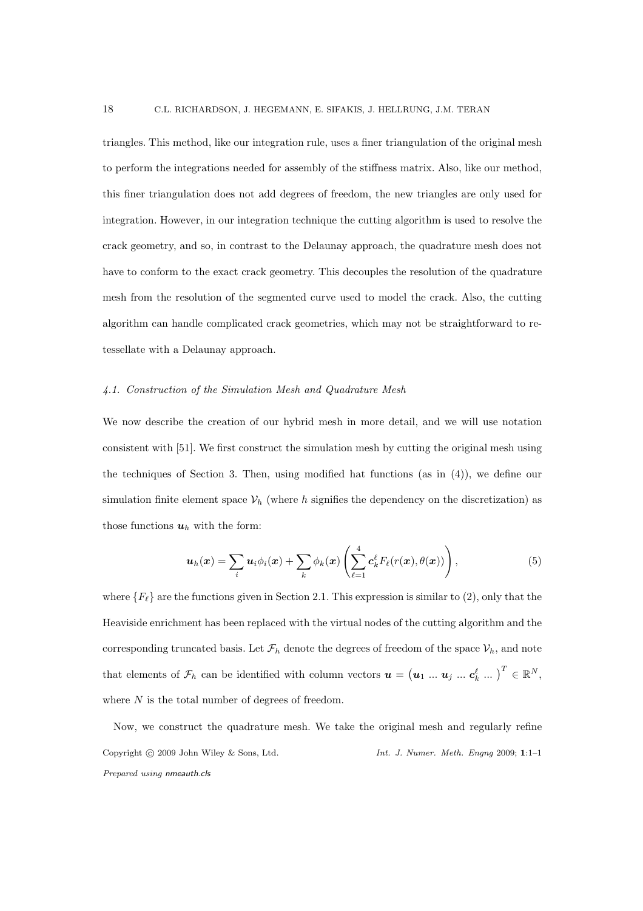triangles. This method, like our integration rule, uses a finer triangulation of the original mesh to perform the integrations needed for assembly of the stiffness matrix. Also, like our method, this finer triangulation does not add degrees of freedom, the new triangles are only used for integration. However, in our integration technique the cutting algorithm is used to resolve the crack geometry, and so, in contrast to the Delaunay approach, the quadrature mesh does not have to conform to the exact crack geometry. This decouples the resolution of the quadrature mesh from the resolution of the segmented curve used to model the crack. Also, the cutting algorithm can handle complicated crack geometries, which may not be straightforward to re-tessellate with a Delaunay approach.

### *4.1. Construction of the Simulation Mesh and Quadrature Mesh*

We now describe the creation of our hybrid mesh in more detail, and we will use notation consistent with [51]. We first construct the simulation mesh by cutting the original mesh using the techniques of Section 3. Then, using modified hat functions (as in (4)), we define our simulation finite element space $\mathcal{V}_h$ (where $h$ signifies the dependency on the discretization) as those functions $\boldsymbol{u}_h$ with the form:

$$\boldsymbol{u}_h(\boldsymbol{x}) = \sum_i \boldsymbol{u}_i \phi_i(\boldsymbol{x}) + \sum_k \phi_k(\boldsymbol{x}) \left( \sum_{\ell=1}^{4} \boldsymbol{c}_k^\ell F_\ell(r(\boldsymbol{x}), \theta(\boldsymbol{x})) \right), \tag{5}$$

where $\{F_\ell\}$ are the functions given in Section 2.1. This expression is similar to (2), only that the Heaviside enrichment has been replaced with the virtual nodes of the cutting algorithm and the corresponding truncated basis. Let $\mathcal{F}_h$ denote the degrees of freedom of the space $\mathcal{V}_h$, and note that elements of $\mathcal{F}_h$ can be identified with column vectors $\boldsymbol{u} = \begin{pmatrix} \boldsymbol{u}_1 \; ... \; \boldsymbol{u}_j \; ... \; \boldsymbol{c}_k^\ell \; ... \end{pmatrix}^T \in \mathbb{R}^N$, where $N$ is the total number of degrees of freedom.

Now, we construct the quadrature mesh. We take the original mesh and regularly refine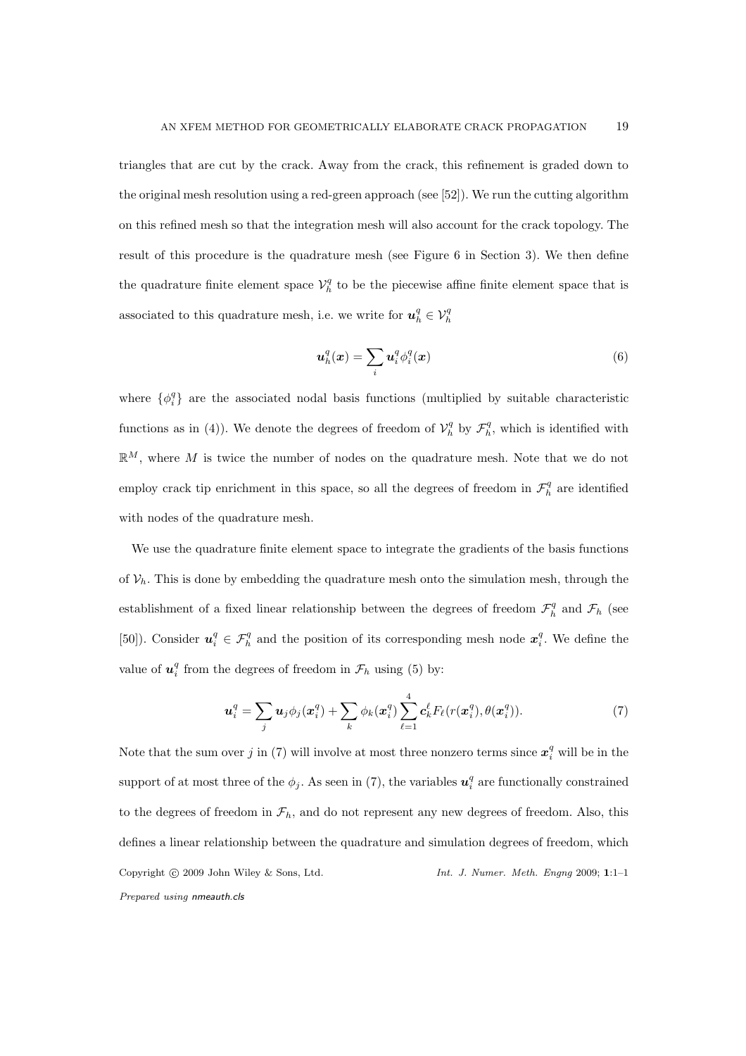triangles that are cut by the crack. Away from the crack, this refinement is graded down to the original mesh resolution using a red-green approach (see [52]). We run the cutting algorithm on this refined mesh so that the integration mesh will also account for the crack topology. The result of this procedure is the quadrature mesh (see Figure 6 in Section 3). We then define the quadrature finite element space $\mathcal{V}_h^q$ to be the piecewise affine finite element space that is associated to this quadrature mesh, i.e. we write for $\boldsymbol{u}_h^q \in \mathcal{V}_h^q$

$$\boldsymbol{u}_h^q(\boldsymbol{x}) = \sum_i \boldsymbol{u}_i^q \phi_i^q(\boldsymbol{x}) \tag{6}$$

where $\{\phi_i^q\}$ are the associated nodal basis functions (multiplied by suitable characteristic functions as in (4)). We denote the degrees of freedom of $\mathcal{V}_h^q$ by $\mathcal{F}_h^q$, which is identified with $\mathbb{R}^M$, where $M$ is twice the number of nodes on the quadrature mesh. Note that we do not employ crack tip enrichment in this space, so all the degrees of freedom in $\mathcal{F}_h^q$ are identified with nodes of the quadrature mesh.

We use the quadrature finite element space to integrate the gradients of the basis functions of $\mathcal{V}_h$. This is done by embedding the quadrature mesh onto the simulation mesh, through the establishment of a fixed linear relationship between the degrees of freedom $\mathcal{F}_h^q$ and $\mathcal{F}_h$ (see [50]). Consider $\boldsymbol{u}_i^q \in \mathcal{F}_h^q$ and the position of its corresponding mesh node $\boldsymbol{x}_i^q$. We define the value of $\boldsymbol{u}_i^q$ from the degrees of freedom in $\mathcal{F}_h$ using (5) by:

$$\boldsymbol{u}_i^q = \sum_j \boldsymbol{u}_j \phi_j(\boldsymbol{x}_i^q) + \sum_k \phi_k(\boldsymbol{x}_i^q) \sum_{\ell=1}^{4} \boldsymbol{c}_k^\ell F_\ell(r(\boldsymbol{x}_i^q), \theta(\boldsymbol{x}_i^q)). \tag{7}$$

Note that the sum over $j$ in (7) will involve at most three nonzero terms since $\boldsymbol{x}_i^q$ will be in the support of at most three of the $\phi_j$. As seen in (7), the variables $\boldsymbol{u}_i^q$ are functionally constrained to the degrees of freedom in $\mathcal{F}_h$, and do not represent any new degrees of freedom. Also, this defines a linear relationship between the quadrature and simulation degrees of freedom, which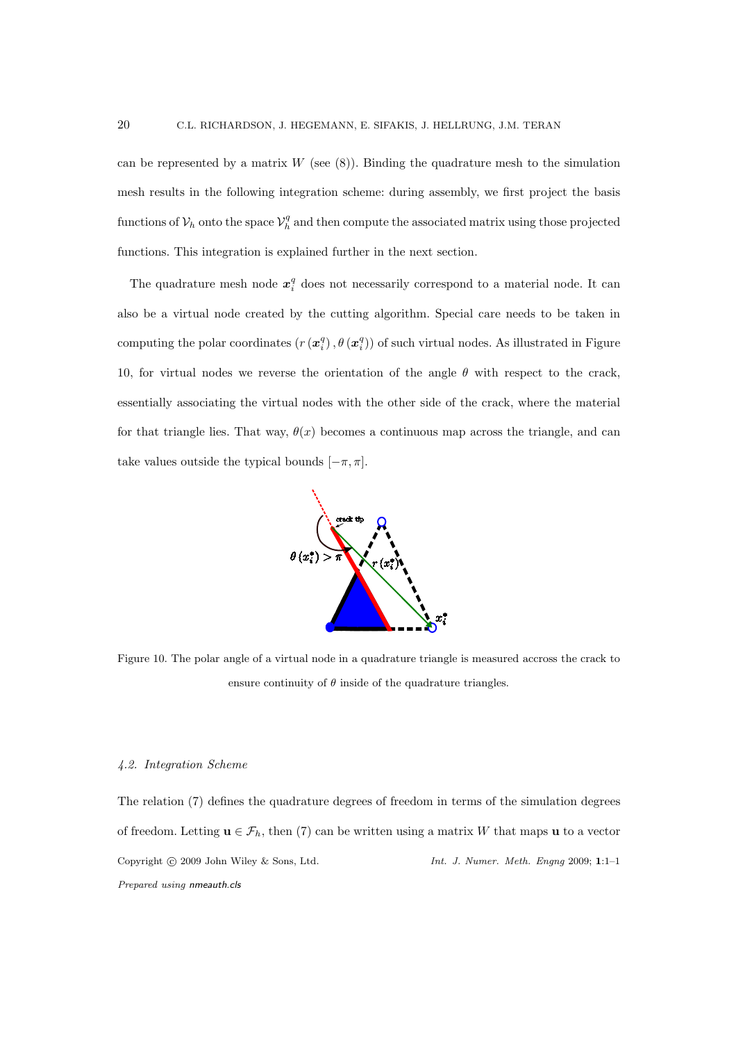can be represented by a matrix $W$ (see (8)). Binding the quadrature mesh to the simulation mesh results in the following integration scheme: during assembly, we first project the basis functions of $\mathcal{V}_h$ onto the space $\mathcal{V}_h^q$ and then compute the associated matrix using those projected functions. This integration is explained further in the next section.

The quadrature mesh node $\boldsymbol{x}_i^q$ does not necessarily correspond to a material node. It can also be a virtual node created by the cutting algorithm. Special care needs to be taken in computing the polar coordinates $(r(\boldsymbol{x}_i^q), \theta(\boldsymbol{x}_i^q))$ of such virtual nodes. As illustrated in Figure 10, for virtual nodes we reverse the orientation of the angle $\theta$ with respect to the crack, essentially associating the virtual nodes with the other side of the crack, where the material for that triangle lies. That way, $\theta(x)$ becomes a continuous map across the triangle, and can take values outside the typical bounds $[-\pi, \pi]$.

Figure 10. The polar angle of a virtual node in a quadrature triangle is measured accross the crack to ensure continuity of $\theta$ inside of the quadrature triangles.

### 4.2. Integration Scheme

The relation (7) defines the quadrature degrees of freedom in terms of the simulation degrees of freedom. Letting $\mathbf{u} \in \mathcal{F}_h$, then (7) can be written using a matrix $W$ that maps $\mathbf{u}$ to a vector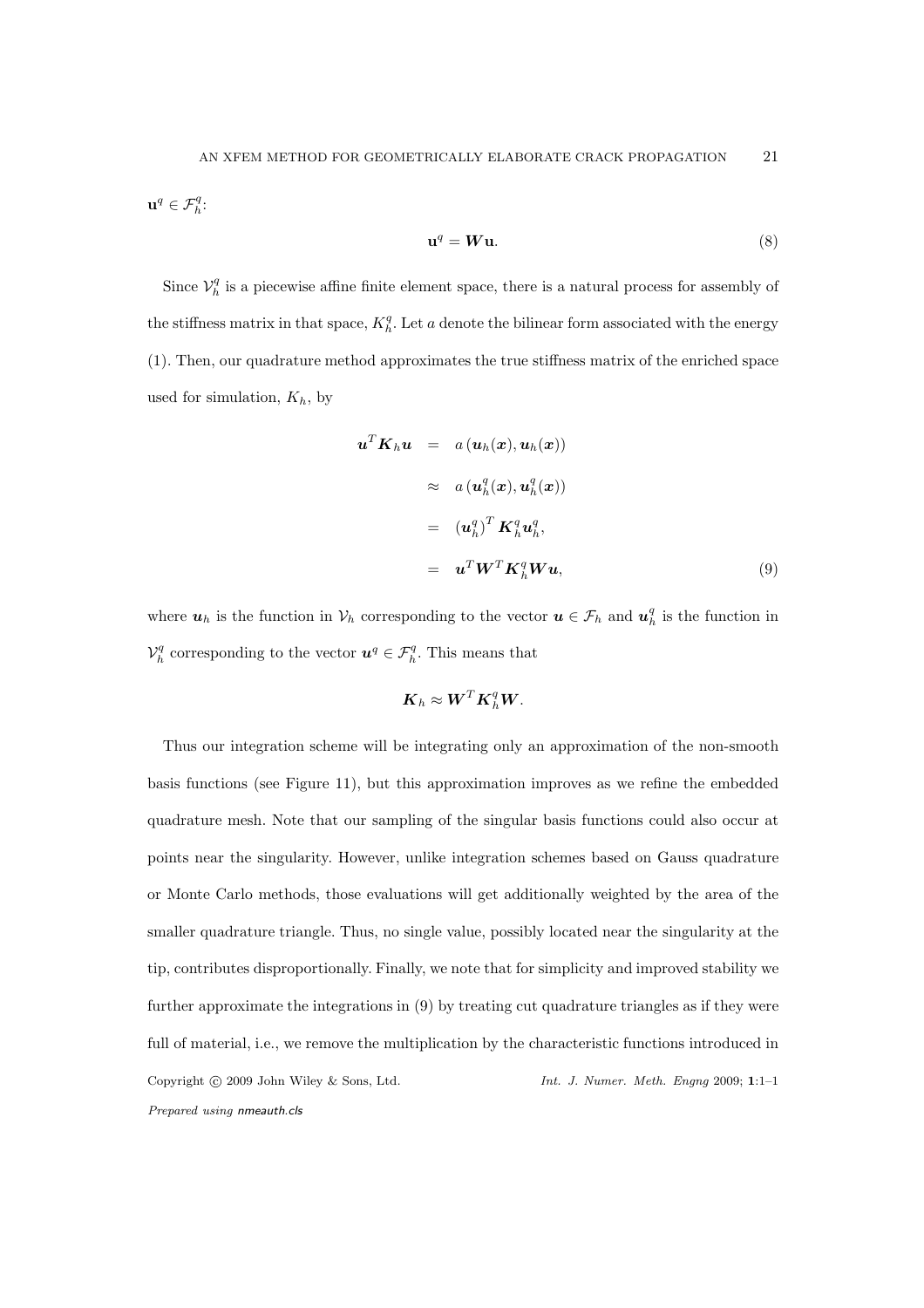$\mathbf{u}^q \in \mathcal{F}_h^q$:

$$\mathbf{u}^q = \boldsymbol{W}\mathbf{u}. \tag{8}$$

Since $\mathcal{V}_h^q$ is a piecewise affine finite element space, there is a natural process for assembly of the stiffness matrix in that space, $K_h^q$. Let $a$ denote the bilinear form associated with the energy (1). Then, our quadrature method approximates the true stiffness matrix of the enriched space used for simulation, $K_h$, by

$$\begin{aligned}
\boldsymbol{u}^T \boldsymbol{K}_h \boldsymbol{u} &= a\left(\boldsymbol{u}_h(\boldsymbol{x}), \boldsymbol{u}_h(\boldsymbol{x})\right) \\
&\approx a\left(\boldsymbol{u}_h^q(\boldsymbol{x}), \boldsymbol{u}_h^q(\boldsymbol{x})\right) \\
&= \left(\boldsymbol{u}_h^q\right)^T \boldsymbol{K}_h^q \boldsymbol{u}_h^q, \\
&= \boldsymbol{u}^T \boldsymbol{W}^T \boldsymbol{K}_h^q \boldsymbol{W} \boldsymbol{u},
\end{aligned} \tag{9}$$

where $\boldsymbol{u}_h$ is the function in $\mathcal{V}_h$ corresponding to the vector $\boldsymbol{u} \in \mathcal{F}_h$ and $\boldsymbol{u}_h^q$ is the function in $\mathcal{V}_h^q$ corresponding to the vector $\boldsymbol{u}^q \in \mathcal{F}_h^q$. This means that

$$\boldsymbol{K}_h \approx \boldsymbol{W}^T \boldsymbol{K}_h^q \boldsymbol{W}.$$

Thus our integration scheme will be integrating only an approximation of the non-smooth basis functions (see Figure 11), but this approximation improves as we refine the embedded quadrature mesh. Note that our sampling of the singular basis functions could also occur at points near the singularity. However, unlike integration schemes based on Gauss quadrature or Monte Carlo methods, those evaluations will get additionally weighted by the area of the smaller quadrature triangle. Thus, no single value, possibly located near the singularity at the tip, contributes disproportionally. Finally, we note that for simplicity and improved stability we further approximate the integrations in (9) by treating cut quadrature triangles as if they were full of material, i.e., we remove the multiplication by the characteristic functions introduced in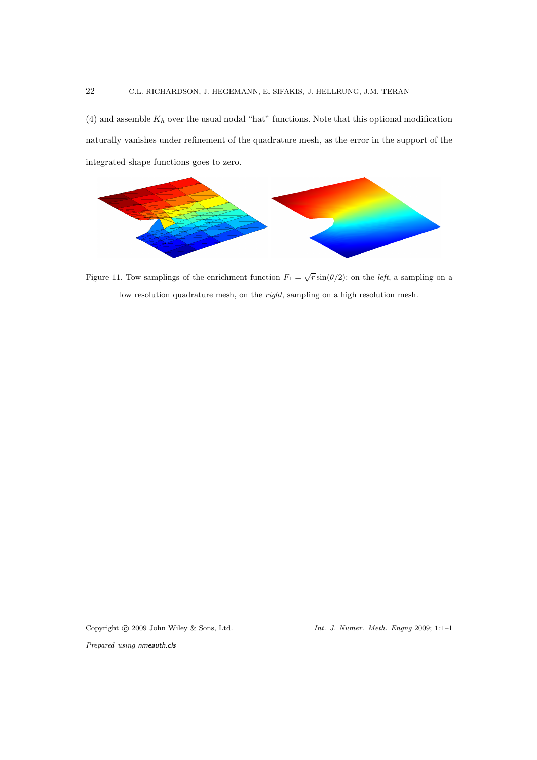(4) and assemble $K_h$ over the usual nodal "hat" functions. Note that this optional modification naturally vanishes under refinement of the quadrature mesh, as the error in the support of the integrated shape functions goes to zero.

Figure 11. Tow samplings of the enrichment function $F_1 = \sqrt{r}\sin(\theta/2)$: on the *left*, a sampling on a low resolution quadrature mesh, on the *right*, sampling on a high resolution mesh.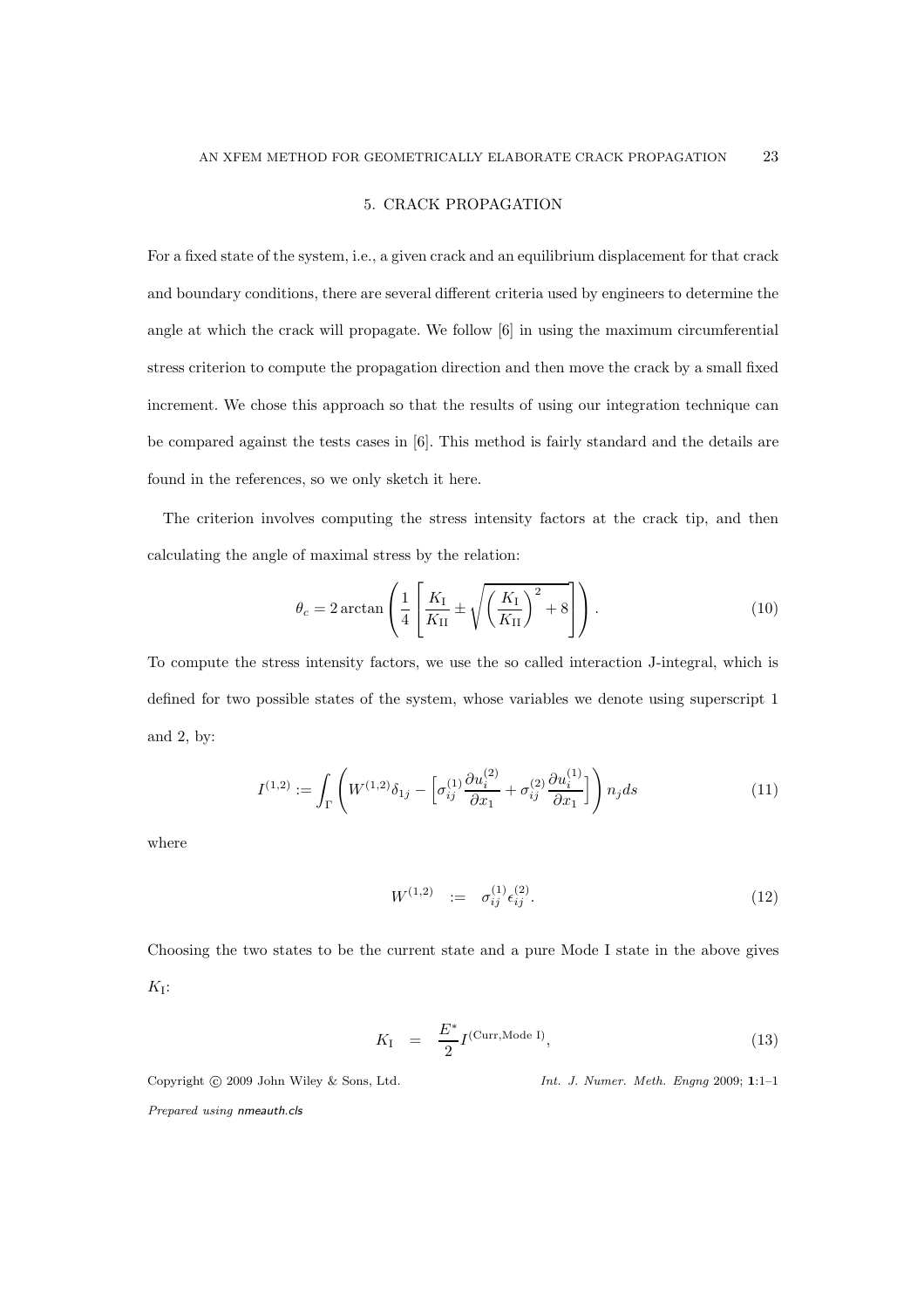## 5. CRACK PROPAGATION

For a fixed state of the system, i.e., a given crack and an equilibrium displacement for that crack and boundary conditions, there are several different criteria used by engineers to determine the angle at which the crack will propagate. We follow [6] in using the maximum circumferential stress criterion to compute the propagation direction and then move the crack by a small fixed increment. We chose this approach so that the results of using our integration technique can be compared against the tests cases in [6]. This method is fairly standard and the details are found in the references, so we only sketch it here.

The criterion involves computing the stress intensity factors at the crack tip, and then calculating the angle of maximal stress by the relation:

$$\theta_c = 2 \arctan\left( \frac{1}{4} \left[ \frac{K_{\mathrm{I}}}{K_{\mathrm{II}}} \pm \sqrt{\left(\frac{K_{\mathrm{I}}}{K_{\mathrm{II}}}\right)^2 + 8} \right] \right). \tag{10}$$

To compute the stress intensity factors, we use the so called interaction J-integral, which is defined for two possible states of the system, whose variables we denote using superscript 1 and 2, by:

$$I^{(1,2)} := \int_{\Gamma} \left( W^{(1,2)} \delta_{1j} - \left[ \sigma_{ij}^{(1)} \frac{\partial u_i^{(2)}}{\partial x_1} + \sigma_{ij}^{(2)} \frac{\partial u_i^{(1)}}{\partial x_1} \right] \right) n_j ds \tag{11}$$

where

$$W^{(1,2)} \quad := \quad \sigma_{ij}^{(1)} \epsilon_{ij}^{(2)}. \tag{12}$$

Choosing the two states to be the current state and a pure Mode I state in the above gives $K_{\mathrm{I}}$:

$$K_{\mathrm{I}} \quad = \quad \frac{E^*}{2} I^{(\mathrm{Curr, Mode\ I})}, \tag{13}$$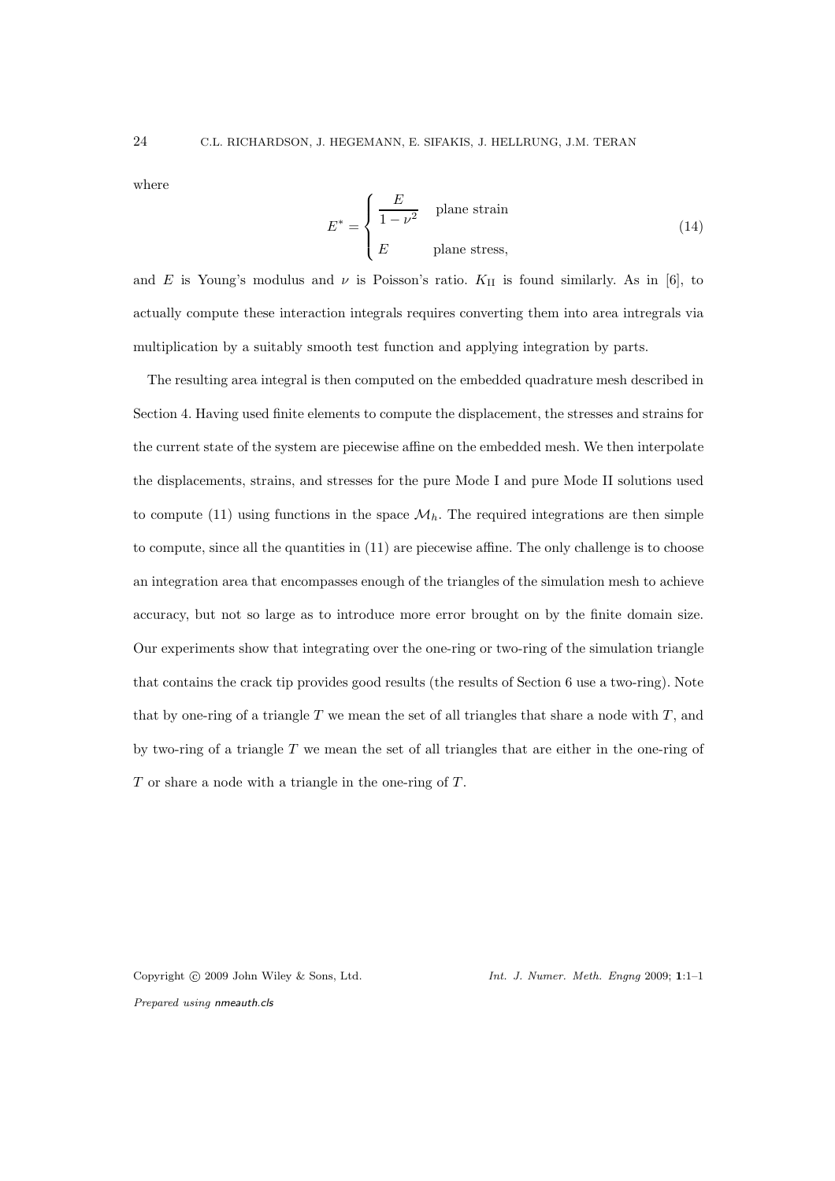where

$$E^* = \begin{cases} \dfrac{E}{1-\nu^2} & \text{plane strain} \\ E & \text{plane stress,} \end{cases} \tag{14}$$

and $E$ is Young's modulus and $\nu$ is Poisson's ratio. $K_{\text{II}}$ is found similarly. As in [6], to actually compute these interaction integrals requires converting them into area intregrals via multiplication by a suitably smooth test function and applying integration by parts.

The resulting area integral is then computed on the embedded quadrature mesh described in Section 4. Having used finite elements to compute the displacement, the stresses and strains for the current state of the system are piecewise affine on the embedded mesh. We then interpolate the displacements, strains, and stresses for the pure Mode I and pure Mode II solutions used to compute (11) using functions in the space $\mathcal{M}_h$. The required integrations are then simple to compute, since all the quantities in (11) are piecewise affine. The only challenge is to choose an integration area that encompasses enough of the triangles of the simulation mesh to achieve accuracy, but not so large as to introduce more error brought on by the finite domain size. Our experiments show that integrating over the one-ring or two-ring of the simulation triangle that contains the crack tip provides good results (the results of Section 6 use a two-ring). Note that by one-ring of a triangle $T$ we mean the set of all triangles that share a node with $T$, and by two-ring of a triangle $T$ we mean the set of all triangles that are either in the one-ring of $T$ or share a node with a triangle in the one-ring of $T$.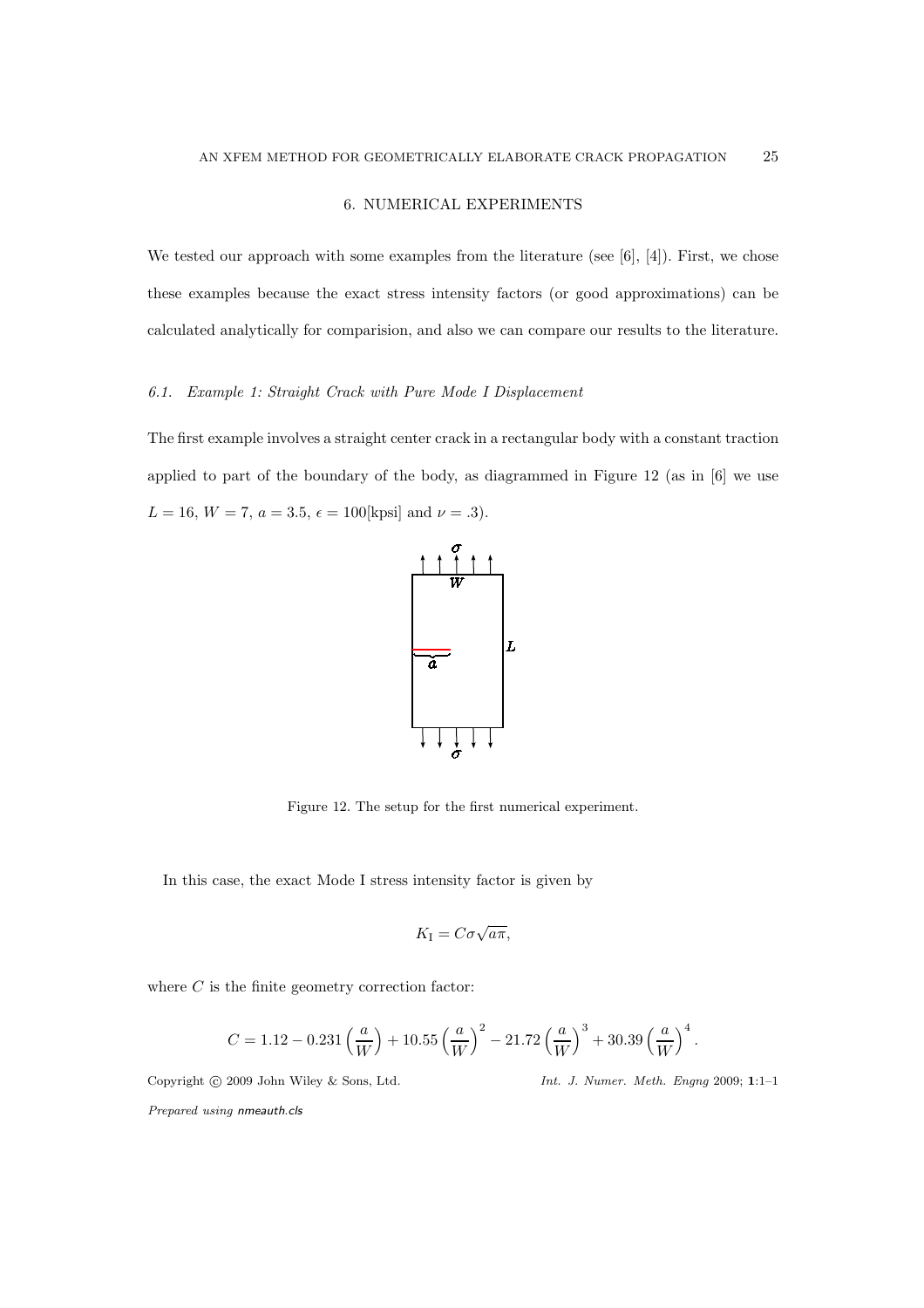## 6. NUMERICAL EXPERIMENTS

We tested our approach with some examples from the literature (see [6], [4]). First, we chose these examples because the exact stress intensity factors (or good approximations) can be calculated analytically for comparision, and also we can compare our results to the literature.

### 6.1. *Example 1: Straight Crack with Pure Mode I Displacement*

The first example involves a straight center crack in a rectangular body with a constant traction applied to part of the boundary of the body, as diagrammed in Figure 12 (as in [6] we use $L = 16$, $W = 7$, $a = 3.5$, $\epsilon = 100$[kpsi] and $\nu = .3$).

Figure 12. The setup for the first numerical experiment.

In this case, the exact Mode I stress intensity factor is given by

$$K_{\mathrm{I}} = C\sigma\sqrt{a\pi},$$

where $C$ is the finite geometry correction factor:

$$C = 1.12 - 0.231\left(\frac{a}{W}\right) + 10.55\left(\frac{a}{W}\right)^2 - 21.72\left(\frac{a}{W}\right)^3 + 30.39\left(\frac{a}{W}\right)^4.$$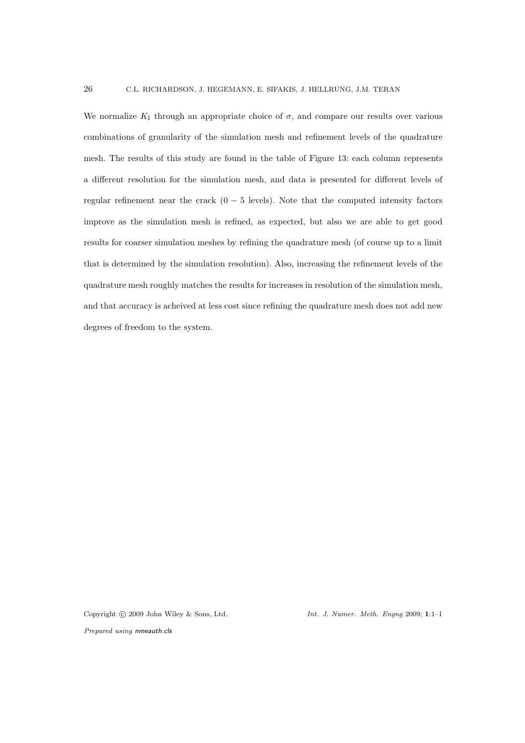We normalize $K_{\mathrm{I}}$ through an appropriate choice of $\sigma$, and compare our results over various combinations of granularity of the simulation mesh and refinement levels of the quadrature mesh. The results of this study are found in the table of Figure 13: each column represents a different resolution for the simulation mesh, and data is presented for different levels of regular refinement near the crack $(0-5$ levels). Note that the computed intensity factors improve as the simulation mesh is refined, as expected, but also we are able to get good results for coarser simulation meshes by refining the quadrature mesh (of course up to a limit that is determined by the simulation resolution). Also, increasing the refinement levels of the quadrature mesh roughly matches the results for increases in resolution of the simulation mesh, and that accuracy is acheived at less cost since refining the quadrature mesh does not add new degrees of freedom to the system.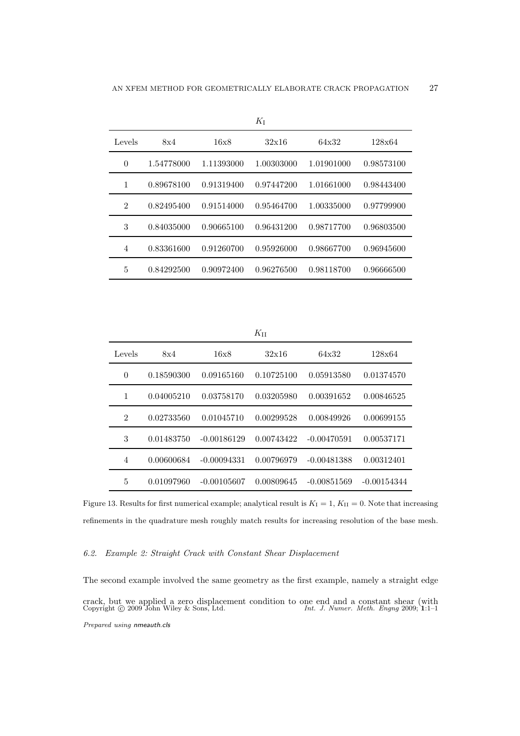$K_{\mathrm{I}}$

| Levels | 8x4 | 16x8 | 32x16 | 64x32 | 128x64 |
|---|---|---|---|---|---|
| 0 | 1.54778000 | 1.11393000 | 1.00303000 | 1.01901000 | 0.98573100 |
| 1 | 0.89678100 | 0.91319400 | 0.97447200 | 1.01661000 | 0.98443400 |
| 2 | 0.82495400 | 0.91514000 | 0.95464700 | 1.00335000 | 0.97799900 |
| 3 | 0.84035000 | 0.90665100 | 0.96431200 | 0.98717700 | 0.96803500 |
| 4 | 0.83361600 | 0.91260700 | 0.95926000 | 0.98667700 | 0.96945600 |
| 5 | 0.84292500 | 0.90972400 | 0.96276500 | 0.98118700 | 0.96666500 |

$K_{\mathrm{II}}$

| Levels | 8x4 | 16x8 | 32x16 | 64x32 | 128x64 |
|---|---|---|---|---|---|
| 0 | 0.18590300 | 0.09165160 | 0.10725100 | 0.05913580 | 0.01374570 |
| 1 | 0.04005210 | 0.03758170 | 0.03205980 | 0.00391652 | 0.00846525 |
| 2 | 0.02733560 | 0.01045710 | 0.00299528 | 0.00849926 | 0.00699155 |
| 3 | 0.01483750 | -0.00186129 | 0.00743422 | -0.00470591 | 0.00537171 |
| 4 | 0.00600684 | -0.00094331 | 0.00796979 | -0.00481388 | 0.00312401 |
| 5 | 0.01097960 | -0.00105607 | 0.00809645 | -0.00851569 | -0.00154344 |

Figure 13. Results for first numerical example; analytical result is $K_{\mathrm{I}} = 1$, $K_{\mathrm{II}} = 0$. Note that increasing refinements in the quadrature mesh roughly match results for increasing resolution of the base mesh.

### *6.2. Example 2: Straight Crack with Constant Shear Displacement*

The second example involved the same geometry as the first example, namely a straight edge crack, but we applied a zero displacement condition to one end and a constant shear (with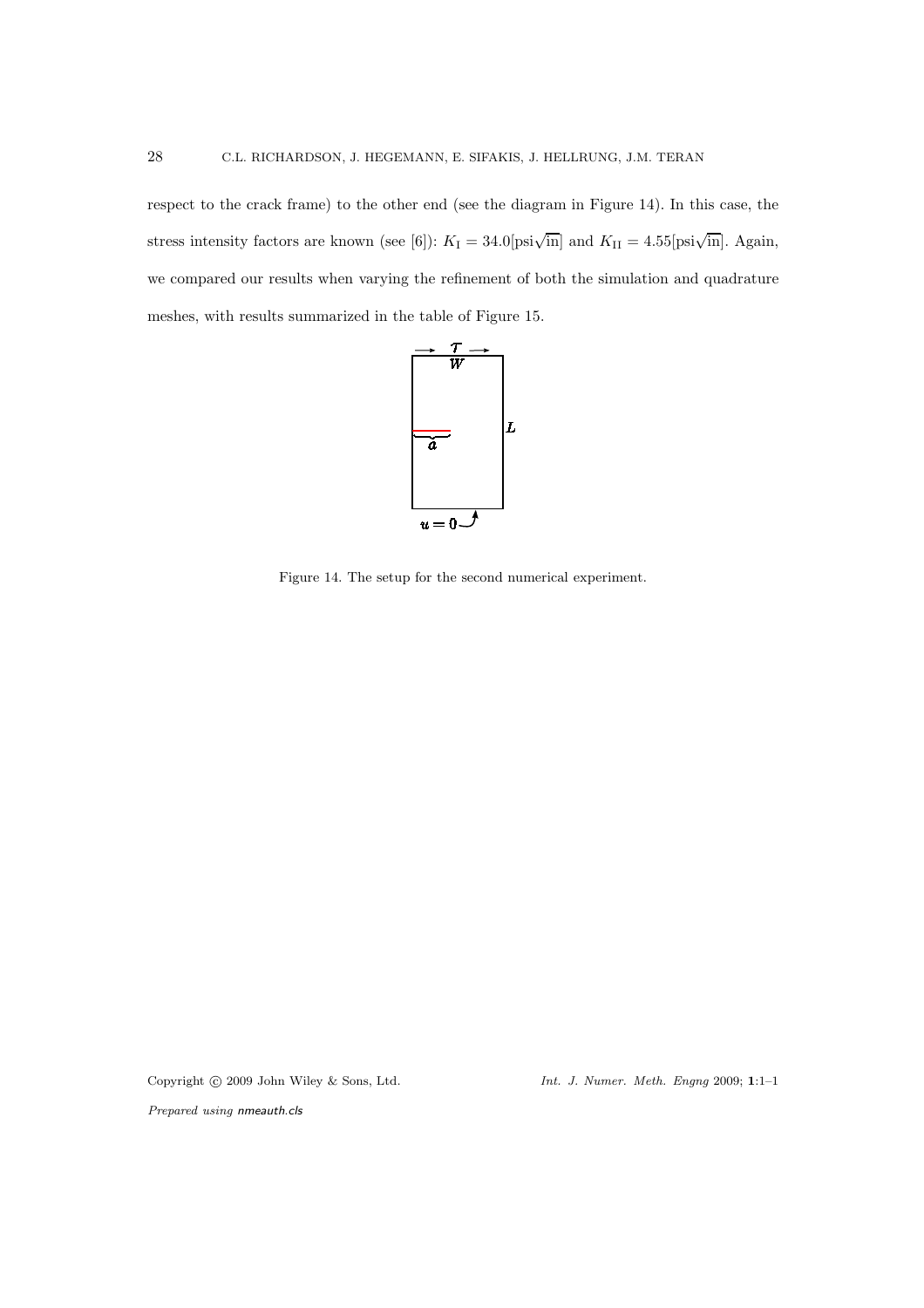respect to the crack frame) to the other end (see the diagram in Figure 14). In this case, the stress intensity factors are known (see [6]): $K_{\mathrm{I}} = 34.0[\mathrm{psi}\sqrt{\mathrm{in}}]$ and $K_{\mathrm{II}} = 4.55[\mathrm{psi}\sqrt{\mathrm{in}}]$. Again, we compared our results when varying the refinement of both the simulation and quadrature meshes, with results summarized in the table of Figure 15.

Figure 14. The setup for the second numerical experiment.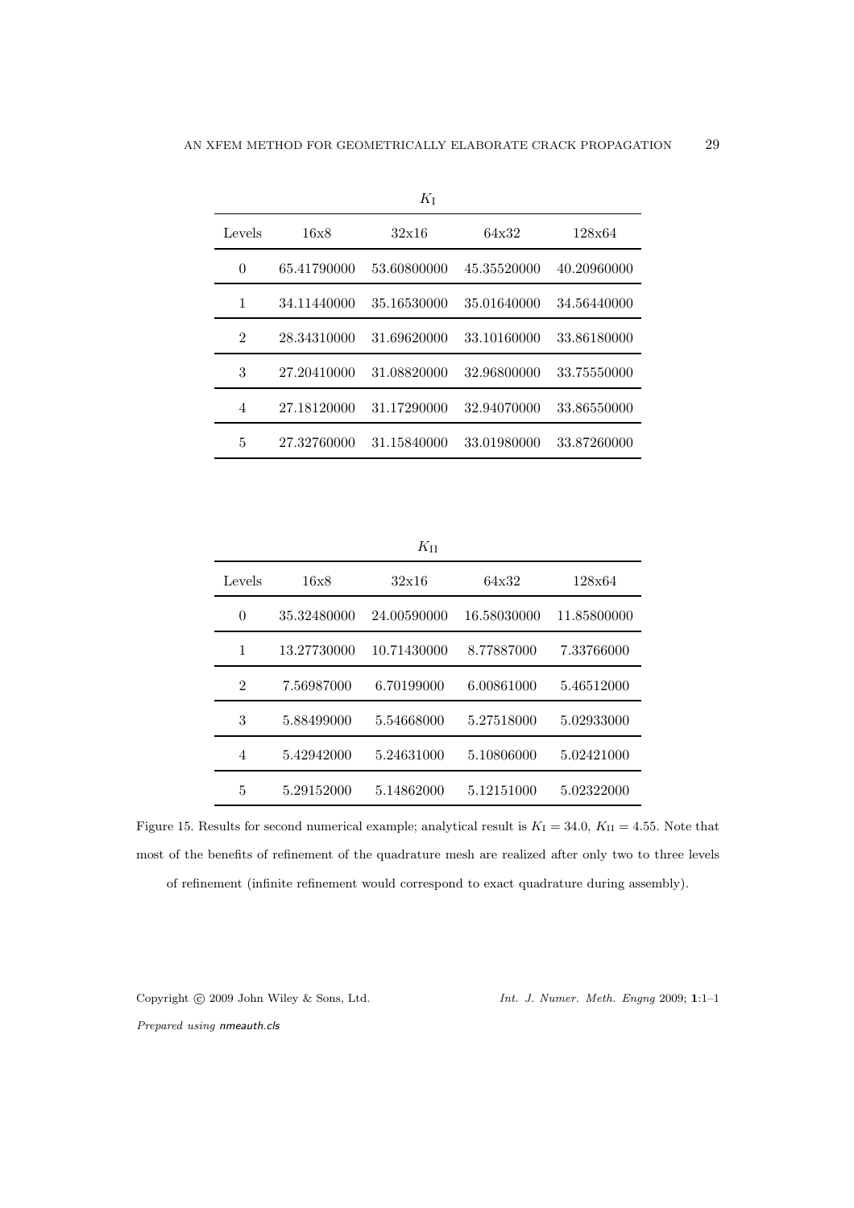$K_{\mathrm{I}}$

| Levels | 16x8 | 32x16 | 64x32 | 128x64 |
|---|---|---|---|---|
| 0 | 65.41790000 | 53.60800000 | 45.35520000 | 40.20960000 |
| 1 | 34.11440000 | 35.16530000 | 35.01640000 | 34.56440000 |
| 2 | 28.34310000 | 31.69620000 | 33.10160000 | 33.86180000 |
| 3 | 27.20410000 | 31.08820000 | 32.96800000 | 33.75550000 |
| 4 | 27.18120000 | 31.17290000 | 32.94070000 | 33.86550000 |
| 5 | 27.32760000 | 31.15840000 | 33.01980000 | 33.87260000 |

$K_{\mathrm{II}}$

| Levels | 16x8 | 32x16 | 64x32 | 128x64 |
|---|---|---|---|---|
| 0 | 35.32480000 | 24.00590000 | 16.58030000 | 11.85800000 |
| 1 | 13.27730000 | 10.71430000 | 8.77887000 | 7.33766000 |
| 2 | 7.56987000 | 6.70199000 | 6.00861000 | 5.46512000 |
| 3 | 5.88499000 | 5.54668000 | 5.27518000 | 5.02933000 |
| 4 | 5.42942000 | 5.24631000 | 5.10806000 | 5.02421000 |
| 5 | 5.29152000 | 5.14862000 | 5.12151000 | 5.02322000 |

Figure 15. Results for second numerical example; analytical result is $K_{\mathrm{I}} = 34.0$, $K_{\mathrm{II}} = 4.55$. Note that most of the benefits of refinement of the quadrature mesh are realized after only two to three levels of refinement (infinite refinement would correspond to exact quadrature during assembly).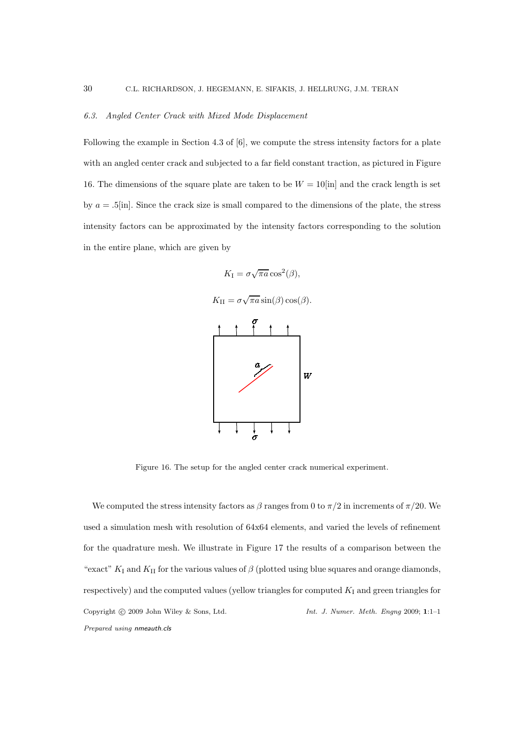### 6.3. Angled Center Crack with Mixed Mode Displacement

Following the example in Section 4.3 of [6], we compute the stress intensity factors for a plate with an angled center crack and subjected to a far field constant traction, as pictured in Figure 16. The dimensions of the square plate are taken to be $W = 10$[in] and the crack length is set by $a = .5$[in]. Since the crack size is small compared to the dimensions of the plate, the stress intensity factors can be approximated by the intensity factors corresponding to the solution in the entire plane, which are given by

$$K_{\mathrm{I}} = \sigma\sqrt{\pi a}\cos^2(\beta),$$

$$K_{\mathrm{II}} = \sigma\sqrt{\pi a}\sin(\beta)\cos(\beta).$$

Figure 16. The setup for the angled center crack numerical experiment.

We computed the stress intensity factors as $\beta$ ranges from 0 to $\pi/2$ in increments of $\pi/20$. We used a simulation mesh with resolution of 64x64 elements, and varied the levels of refinement for the quadrature mesh. We illustrate in Figure 17 the results of a comparison between the "exact" $K_{\mathrm{I}}$ and $K_{\mathrm{II}}$ for the various values of $\beta$ (plotted using blue squares and orange diamonds, respectively) and the computed values (yellow triangles for computed $K_{\mathrm{I}}$ and green triangles for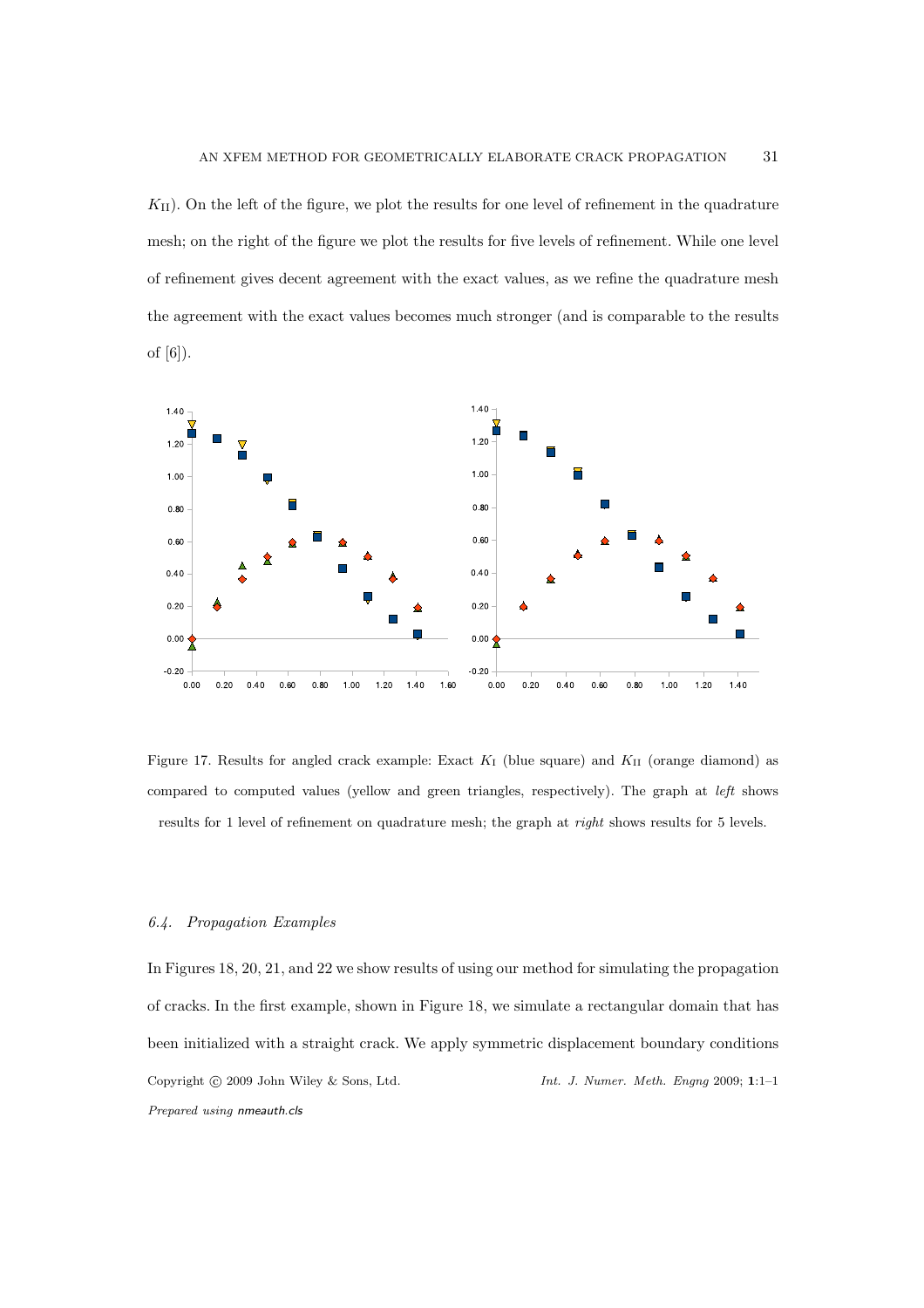$K_{\mathrm{II}}$). On the left of the figure, we plot the results for one level of refinement in the quadrature mesh; on the right of the figure we plot the results for five levels of refinement. While one level of refinement gives decent agreement with the exact values, as we refine the quadrature mesh the agreement with the exact values becomes much stronger (and is comparable to the results of [6]).

Figure 17. Results for angled crack example: Exact $K_{\mathrm{I}}$ (blue square) and $K_{\mathrm{II}}$ (orange diamond) as compared to computed values (yellow and green triangles, respectively). The graph at *left* shows results for 1 level of refinement on quadrature mesh; the graph at *right* shows results for 5 levels.

### *6.4. Propagation Examples*

In Figures 18, 20, 21, and 22 we show results of using our method for simulating the propagation of cracks. In the first example, shown in Figure 18, we simulate a rectangular domain that has been initialized with a straight crack. We apply symmetric displacement boundary conditions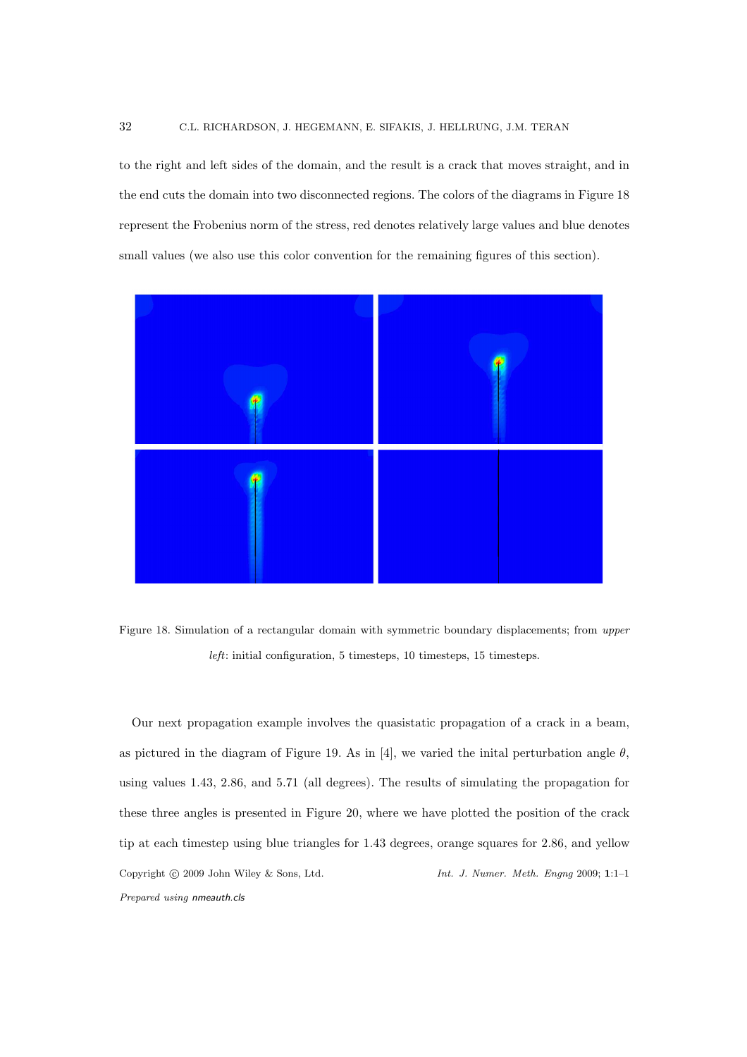to the right and left sides of the domain, and the result is a crack that moves straight, and in the end cuts the domain into two disconnected regions. The colors of the diagrams in Figure 18 represent the Frobenius norm of the stress, red denotes relatively large values and blue denotes small values (we also use this color convention for the remaining figures of this section).

Figure 18. Simulation of a rectangular domain with symmetric boundary displacements; from *upper left*: initial configuration, 5 timesteps, 10 timesteps, 15 timesteps.

Our next propagation example involves the quasistatic propagation of a crack in a beam, as pictured in the diagram of Figure 19. As in [4], we varied the inital perturbation angle $\theta$, using values 1.43, 2.86, and 5.71 (all degrees). The results of simulating the propagation for these three angles is presented in Figure 20, where we have plotted the position of the crack tip at each timestep using blue triangles for 1.43 degrees, orange squares for 2.86, and yellow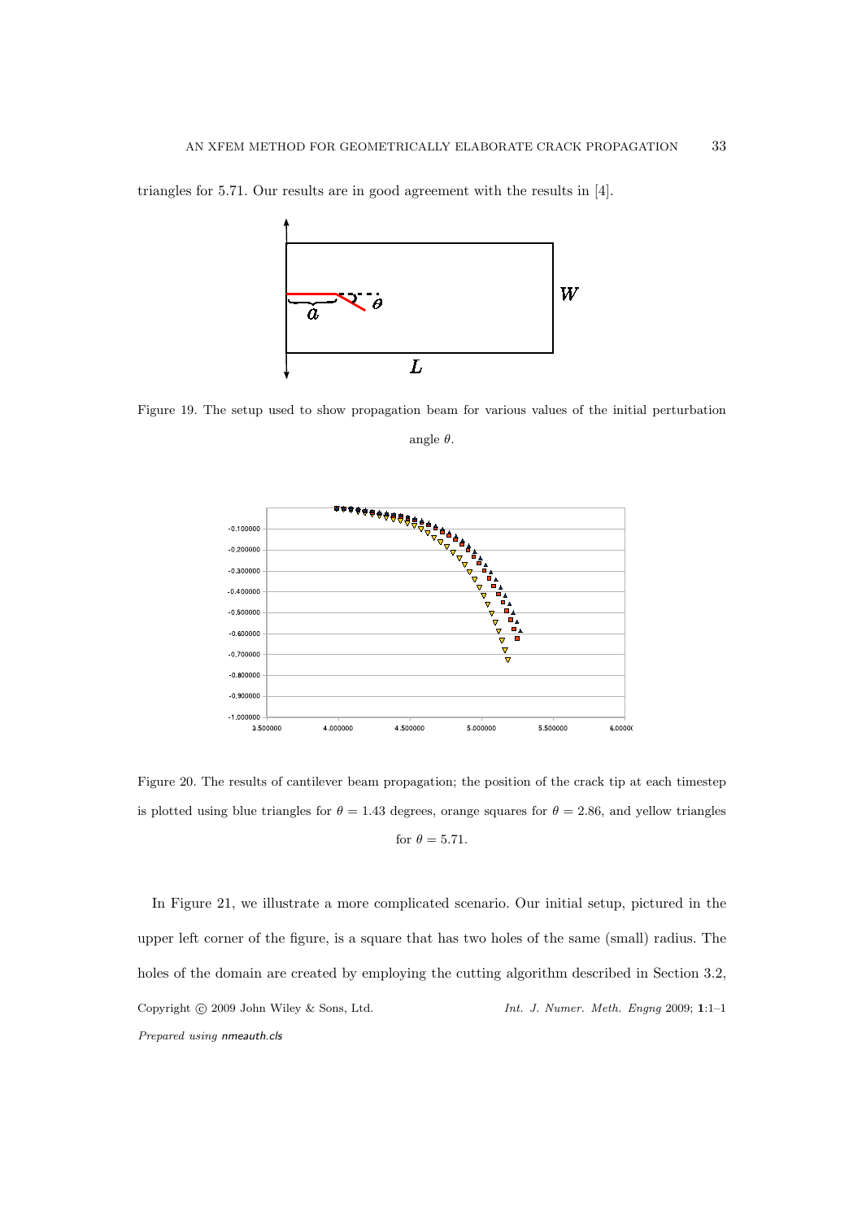triangles for 5.71. Our results are in good agreement with the results in [4].

Figure 19. The setup used to show propagation beam for various values of the initial perturbation angle $\theta$.

Figure 20. The results of cantilever beam propagation; the position of the crack tip at each timestep is plotted using blue triangles for $\theta = 1.43$ degrees, orange squares for $\theta = 2.86$, and yellow triangles for $\theta = 5.71$.

In Figure 21, we illustrate a more complicated scenario. Our initial setup, pictured in the upper left corner of the figure, is a square that has two holes of the same (small) radius. The holes of the domain are created by employing the cutting algorithm described in Section 3.2,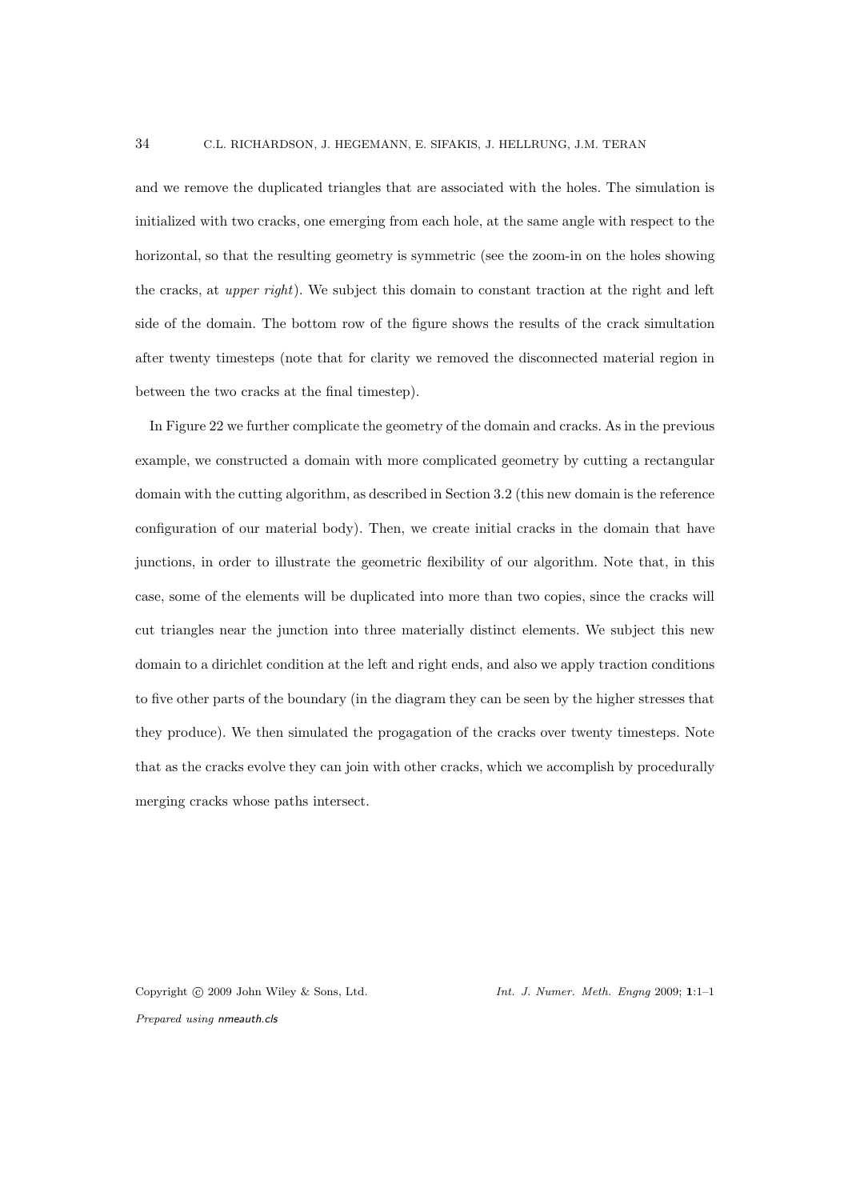and we remove the duplicated triangles that are associated with the holes. The simulation is initialized with two cracks, one emerging from each hole, at the same angle with respect to the horizontal, so that the resulting geometry is symmetric (see the zoom-in on the holes showing the cracks, at *upper right*). We subject this domain to constant traction at the right and left side of the domain. The bottom row of the figure shows the results of the crack simultation after twenty timesteps (note that for clarity we removed the disconnected material region in between the two cracks at the final timestep).

In Figure 22 we further complicate the geometry of the domain and cracks. As in the previous example, we constructed a domain with more complicated geometry by cutting a rectangular domain with the cutting algorithm, as described in Section 3.2 (this new domain is the reference configuration of our material body). Then, we create initial cracks in the domain that have junctions, in order to illustrate the geometric flexibility of our algorithm. Note that, in this case, some of the elements will be duplicated into more than two copies, since the cracks will cut triangles near the junction into three materially distinct elements. We subject this new domain to a dirichlet condition at the left and right ends, and also we apply traction conditions to five other parts of the boundary (in the diagram they can be seen by the higher stresses that they produce). We then simulated the progagation of the cracks over twenty timesteps. Note that as the cracks evolve they can join with other cracks, which we accomplish by procedurally merging cracks whose paths intersect.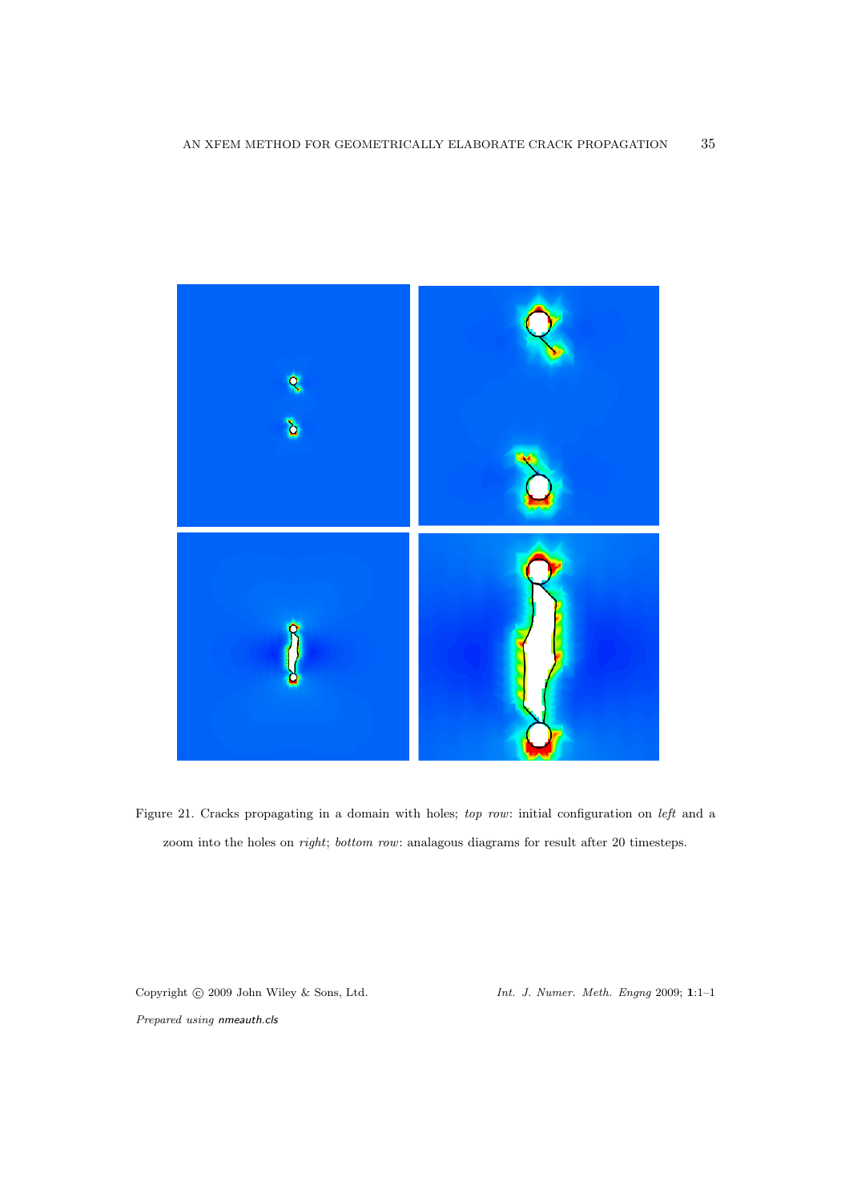Figure 21. Cracks propagating in a domain with holes; *top row*: initial configuration on *left* and a zoom into the holes on *right*; *bottom row*: analagous diagrams for result after 20 timesteps.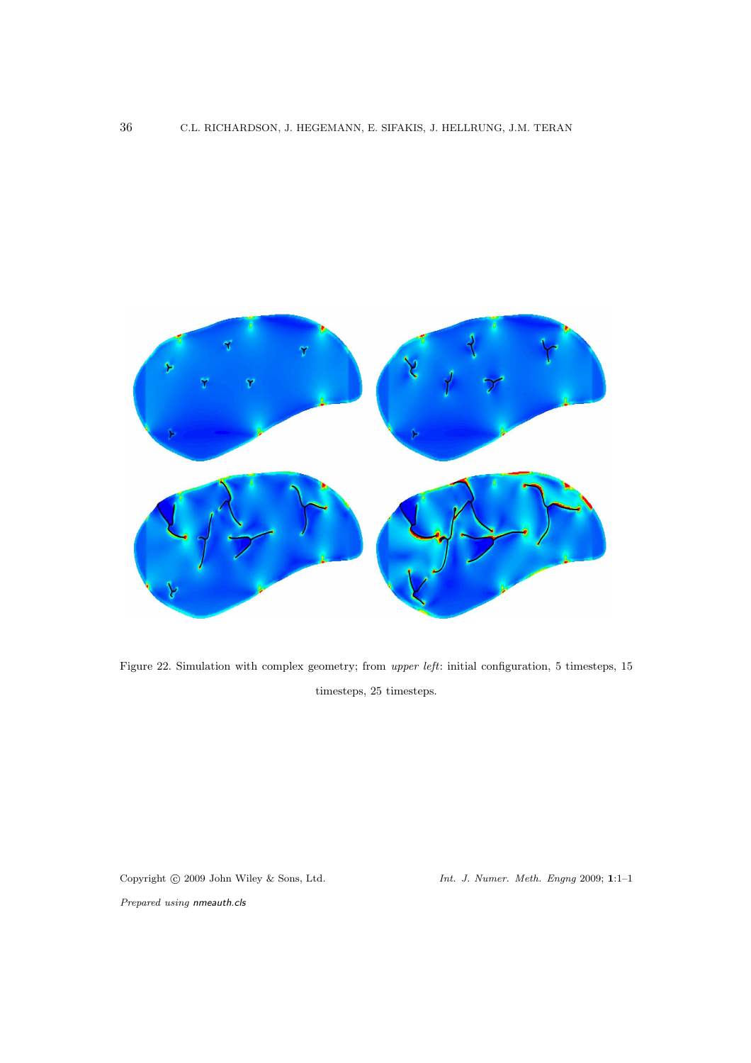Figure 22. Simulation with complex geometry; from *upper left*: initial configuration, 5 timesteps, 15 timesteps, 25 timesteps.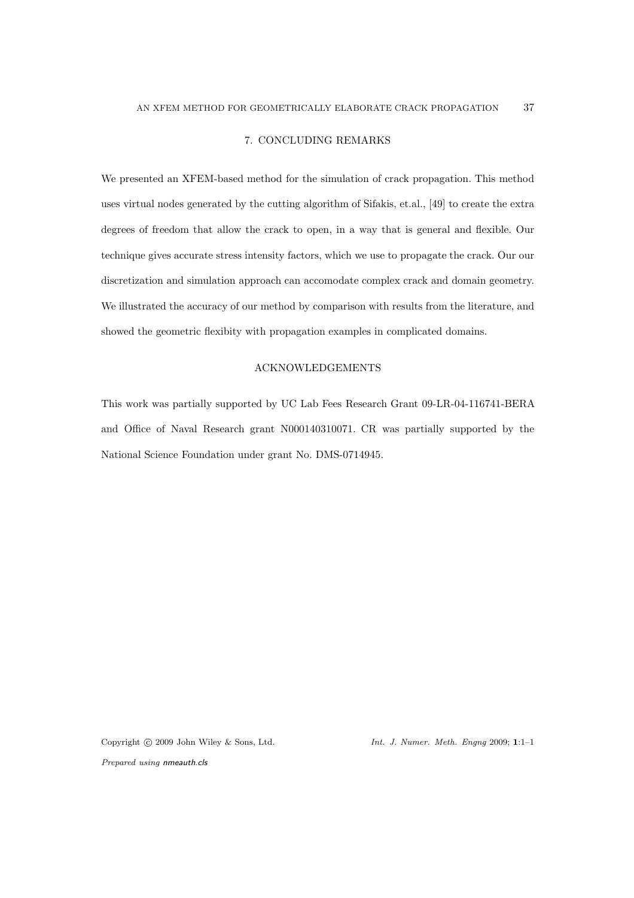## 7. CONCLUDING REMARKS

We presented an XFEM-based method for the simulation of crack propagation. This method uses virtual nodes generated by the cutting algorithm of Sifakis, et.al., [49] to create the extra degrees of freedom that allow the crack to open, in a way that is general and flexible. Our technique gives accurate stress intensity factors, which we use to propagate the crack. Our our discretization and simulation approach can accomodate complex crack and domain geometry. We illustrated the accuracy of our method by comparison with results from the literature, and showed the geometric flexibity with propagation examples in complicated domains.

## ACKNOWLEDGEMENTS

This work was partially supported by UC Lab Fees Research Grant 09-LR-04-116741-BERA and Office of Naval Research grant N000140310071. CR was partially supported by the National Science Foundation under grant No. DMS-0714945.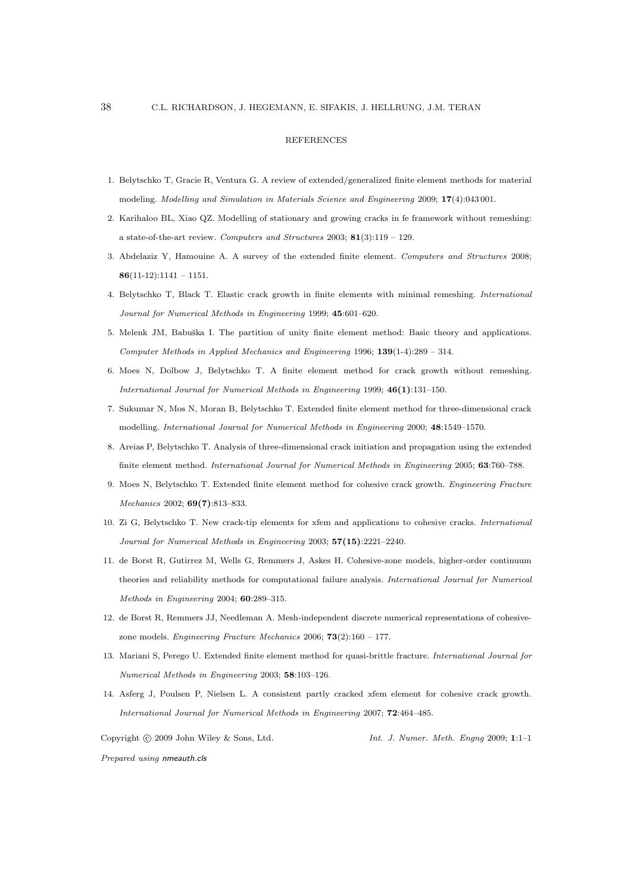## REFERENCES

1. Belytschko T, Gracie R, Ventura G. A review of extended/generalized finite element methods for material modeling. *Modelling and Simulation in Materials Science and Engineering* 2009; **17**(4):043 001.
2. Karihaloo BL, Xiao QZ. Modelling of stationary and growing cracks in fe framework without remeshing: a state-of-the-art review. *Computers and Structures* 2003; **81**(3):119 – 129.
3. Abdelaziz Y, Hamouine A. A survey of the extended finite element. *Computers and Structures* 2008; **86**(11-12):1141 – 1151.
4. Belytschko T, Black T. Elastic crack growth in finite elements with minimal remeshing. *International Journal for Numerical Methods in Engineering* 1999; **45**:601–620.
5. Melenk JM, Babuška I. The partition of unity finite element method: Basic theory and applications. *Computer Methods in Applied Mechanics and Engineering* 1996; **139**(1-4):289 – 314.
6. Moes N, Dolbow J, Belytschko T. A finite element method for crack growth without remeshing. *International Journal for Numerical Methods in Engineering* 1999; **46(1)**:131–150.
7. Sukumar N, Mos N, Moran B, Belytschko T. Extended finite element method for three-dimensional crack modelling. *International Journal for Numerical Methods in Engineering* 2000; **48**:1549–1570.
8. Areias P, Belytschko T. Analysis of three-dimensional crack initiation and propagation using the extended finite element method. *International Journal for Numerical Methods in Engineering* 2005; **63**:760–788.
9. Moes N, Belytschko T. Extended finite element method for cohesive crack growth. *Engineering Fracture Mechanics* 2002; **69(7)**:813–833.
10. Zi G, Belytschko T. New crack-tip elements for xfem and applications to cohesive cracks. *International Journal for Numerical Methods in Engineering* 2003; **57(15)**:2221–2240.
11. de Borst R, Gutirrez M, Wells G, Remmers J, Askes H. Cohesive-zone models, higher-order continuum theories and reliability methods for computational failure analysis. *International Journal for Numerical Methods in Engineering* 2004; **60**:289–315.
12. de Borst R, Remmers JJ, Needleman A. Mesh-independent discrete numerical representations of cohesive-zone models. *Engineering Fracture Mechanics* 2006; **73**(2):160 – 177.
13. Mariani S, Perego U. Extended finite element method for quasi-brittle fracture. *International Journal for Numerical Methods in Engineering* 2003; **58**:103–126.
14. Asferg J, Poulsen P, Nielsen L. A consistent partly cracked xfem element for cohesive crack growth. *International Journal for Numerical Methods in Engineering* 2007; **72**:464–485.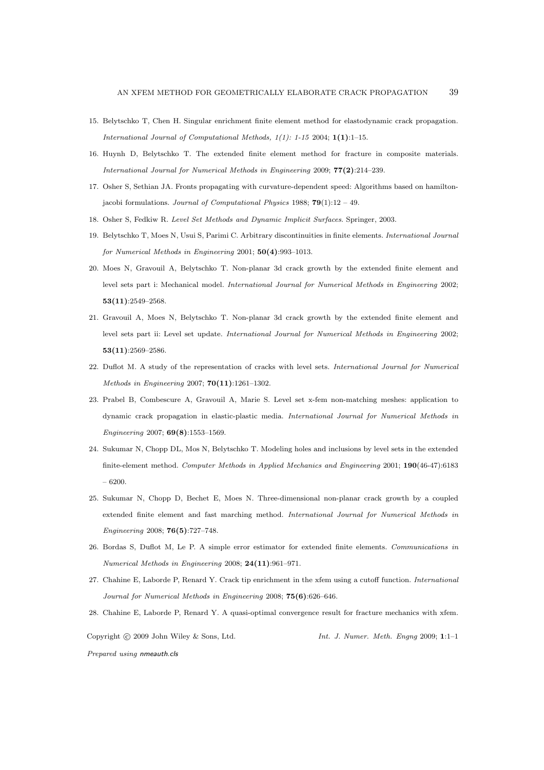15. Belytschko T, Chen H. Singular enrichment finite element method for elastodynamic crack propagation. *International Journal of Computational Methods, 1(1): 1-15* 2004; **1(1)**:1–15.

16. Huynh D, Belytschko T. The extended finite element method for fracture in composite materials. *International Journal for Numerical Methods in Engineering* 2009; **77(2)**:214–239.

17. Osher S, Sethian JA. Fronts propagating with curvature-dependent speed: Algorithms based on hamilton-jacobi formulations. *Journal of Computational Physics* 1988; **79**(1):12 – 49.

18. Osher S, Fedkiw R. *Level Set Methods and Dynamic Implicit Surfaces.* Springer, 2003.

19. Belytschko T, Moes N, Usui S, Parimi C. Arbitrary discontinuities in finite elements. *International Journal for Numerical Methods in Engineering* 2001; **50(4)**:993–1013.

20. Moes N, Gravouil A, Belytschko T. Non-planar 3d crack growth by the extended finite element and level sets part i: Mechanical model. *International Journal for Numerical Methods in Engineering* 2002; **53(11)**:2549–2568.

21. Gravouil A, Moes N, Belytschko T. Non-planar 3d crack growth by the extended finite element and level sets part ii: Level set update. *International Journal for Numerical Methods in Engineering* 2002; **53(11)**:2569–2586.

22. Duflot M. A study of the representation of cracks with level sets. *International Journal for Numerical Methods in Engineering* 2007; **70(11)**:1261–1302.

23. Prabel B, Combescure A, Gravouil A, Marie S. Level set x-fem non-matching meshes: application to dynamic crack propagation in elastic-plastic media. *International Journal for Numerical Methods in Engineering* 2007; **69(8)**:1553–1569.

24. Sukumar N, Chopp DL, Mos N, Belytschko T. Modeling holes and inclusions by level sets in the extended finite-element method. *Computer Methods in Applied Mechanics and Engineering* 2001; **190**(46-47):6183 – 6200.

25. Sukumar N, Chopp D, Bechet E, Moes N. Three-dimensional non-planar crack growth by a coupled extended finite element and fast marching method. *International Journal for Numerical Methods in Engineering* 2008; **76(5)**:727–748.

26. Bordas S, Duflot M, Le P. A simple error estimator for extended finite elements. *Communications in Numerical Methods in Engineering* 2008; **24(11)**:961–971.

27. Chahine E, Laborde P, Renard Y. Crack tip enrichment in the xfem using a cutoff function. *International Journal for Numerical Methods in Engineering* 2008; **75(6)**:626–646.

28. Chahine E, Laborde P, Renard Y. A quasi-optimal convergence result for fracture mechanics with xfem.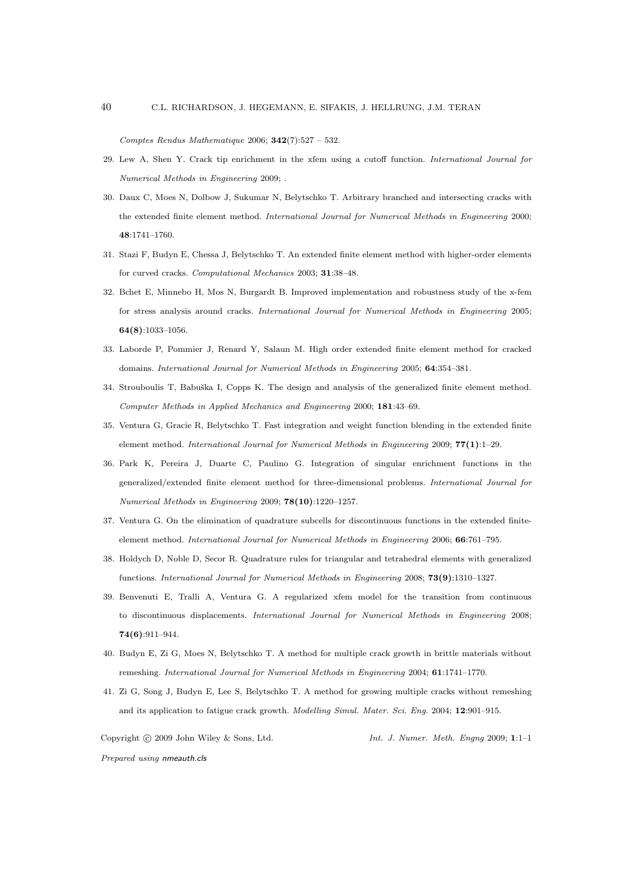*Comptes Rendus Mathematique* 2006; **342**(7):527 – 532.

29. Lew A, Shen Y. Crack tip enrichment in the xfem using a cutoff function. *International Journal for Numerical Methods in Engineering* 2009; .
30. Daux C, Moes N, Dolbow J, Sukumar N, Belytschko T. Arbitrary branched and intersecting cracks with the extended finite element method. *International Journal for Numerical Methods in Engineering* 2000; **48**:1741–1760.
31. Stazi F, Budyn E, Chessa J, Belytschko T. An extended finite element method with higher-order elements for curved cracks. *Computational Mechanics* 2003; **31**:38–48.
32. Bchet E, Minnebo H, Mos N, Burgardt B. Improved implementation and robustness study of the x-fem for stress analysis around cracks. *International Journal for Numerical Methods in Engineering* 2005; **64(8)**:1033–1056.
33. Laborde P, Pommier J, Renard Y, Salaun M. High order extended finite element method for cracked domains. *International Journal for Numerical Methods in Engineering* 2005; **64**:354–381.
34. Strouboulis T, Babuška I, Copps K. The design and analysis of the generalized finite element method. *Computer Methods in Applied Mechanics and Engineering* 2000; **181**:43–69.
35. Ventura G, Gracie R, Belytschko T. Fast integration and weight function blending in the extended finite element method. *International Journal for Numerical Methods in Engineering* 2009; **77(1)**:1–29.
36. Park K, Pereira J, Duarte C, Paulino G. Integration of singular enrichment functions in the generalized/extended finite element method for three-dimensional problems. *International Journal for Numerical Methods in Engineering* 2009; **78(10)**:1220–1257.
37. Ventura G. On the elimination of quadrature subcells for discontinuous functions in the extended finite-element method. *International Journal for Numerical Methods in Engineering* 2006; **66**:761–795.
38. Holdych D, Noble D, Secor R. Quadrature rules for triangular and tetrahedral elements with generalized functions. *International Journal for Numerical Methods in Engineering* 2008; **73(9)**:1310–1327.
39. Benvenuti E, Tralli A, Ventura G. A regularized xfem model for the transition from continuous to discontinuous displacements. *International Journal for Numerical Methods in Engineering* 2008; **74(6)**:911–944.
40. Budyn E, Zi G, Moes N, Belytschko T. A method for multiple crack growth in brittle materials without remeshing. *International Journal for Numerical Methods in Engineering* 2004; **61**:1741–1770.
41. Zi G, Song J, Budyn E, Lee S, Belytschko T. A method for growing multiple cracks without remeshing and its application to fatigue crack growth. *Modelling Simul. Mater. Sci. Eng.* 2004; **12**:901–915.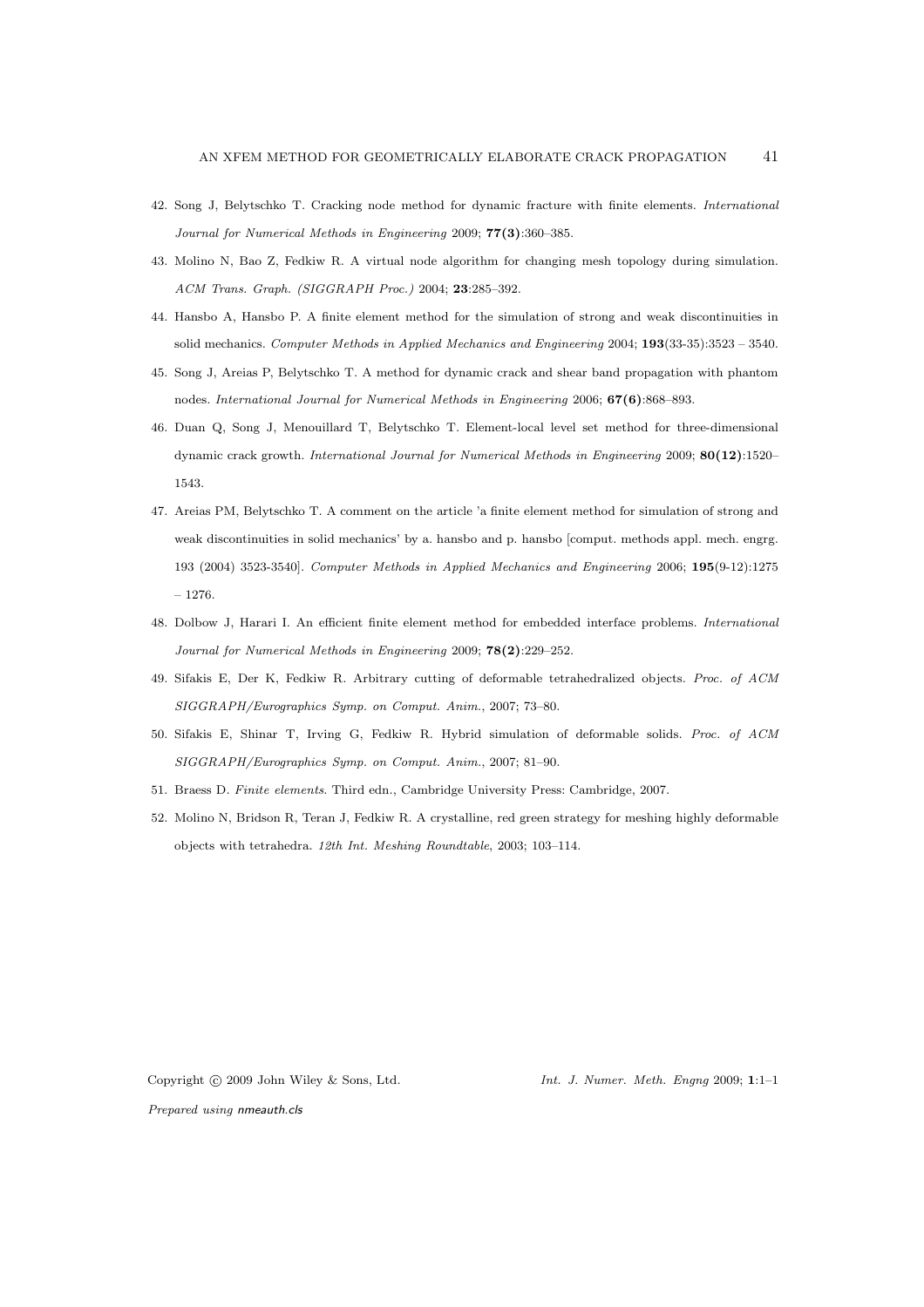42. Song J, Belytschko T. Cracking node method for dynamic fracture with finite elements. *International Journal for Numerical Methods in Engineering* 2009; **77(3)**:360–385.
43. Molino N, Bao Z, Fedkiw R. A virtual node algorithm for changing mesh topology during simulation. *ACM Trans. Graph. (SIGGRAPH Proc.)* 2004; **23**:285–392.
44. Hansbo A, Hansbo P. A finite element method for the simulation of strong and weak discontinuities in solid mechanics. *Computer Methods in Applied Mechanics and Engineering* 2004; **193**(33-35):3523 – 3540.
45. Song J, Areias P, Belytschko T. A method for dynamic crack and shear band propagation with phantom nodes. *International Journal for Numerical Methods in Engineering* 2006; **67(6)**:868–893.
46. Duan Q, Song J, Menouillard T, Belytschko T. Element-local level set method for three-dimensional dynamic crack growth. *International Journal for Numerical Methods in Engineering* 2009; **80(12)**:1520–1543.
47. Areias PM, Belytschko T. A comment on the article 'a finite element method for simulation of strong and weak discontinuities in solid mechanics' by a. hansbo and p. hansbo [comput. methods appl. mech. engrg. 193 (2004) 3523-3540]. *Computer Methods in Applied Mechanics and Engineering* 2006; **195**(9-12):1275 – 1276.
48. Dolbow J, Harari I. An efficient finite element method for embedded interface problems. *International Journal for Numerical Methods in Engineering* 2009; **78(2)**:229–252.
49. Sifakis E, Der K, Fedkiw R. Arbitrary cutting of deformable tetrahedralized objects. *Proc. of ACM SIGGRAPH/Eurographics Symp. on Comput. Anim.*, 2007; 73–80.
50. Sifakis E, Shinar T, Irving G, Fedkiw R. Hybrid simulation of deformable solids. *Proc. of ACM SIGGRAPH/Eurographics Symp. on Comput. Anim.*, 2007; 81–90.
51. Braess D. *Finite elements*. Third edn., Cambridge University Press: Cambridge, 2007.
52. Molino N, Bridson R, Teran J, Fedkiw R. A crystalline, red green strategy for meshing highly deformable objects with tetrahedra. *12th Int. Meshing Roundtable*, 2003; 103–114.